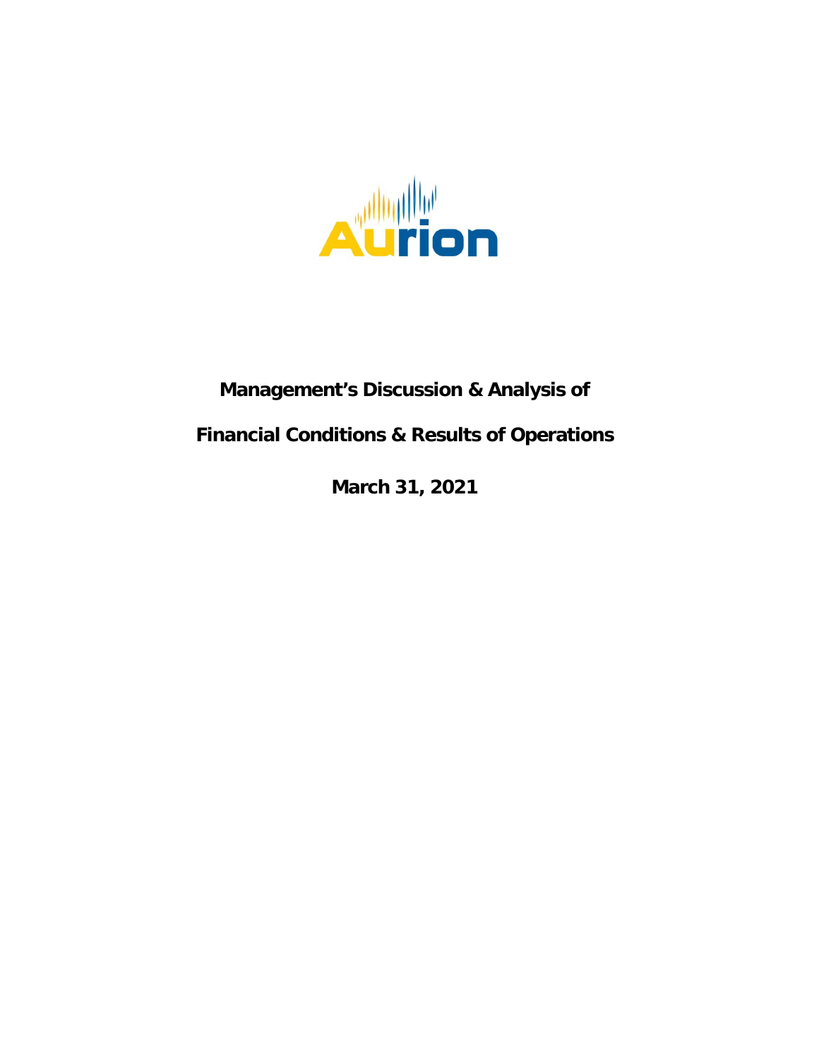**Management's Discussion & Analysis of**

**Financial Conditions & Results of Operations**

**March 31, 2021**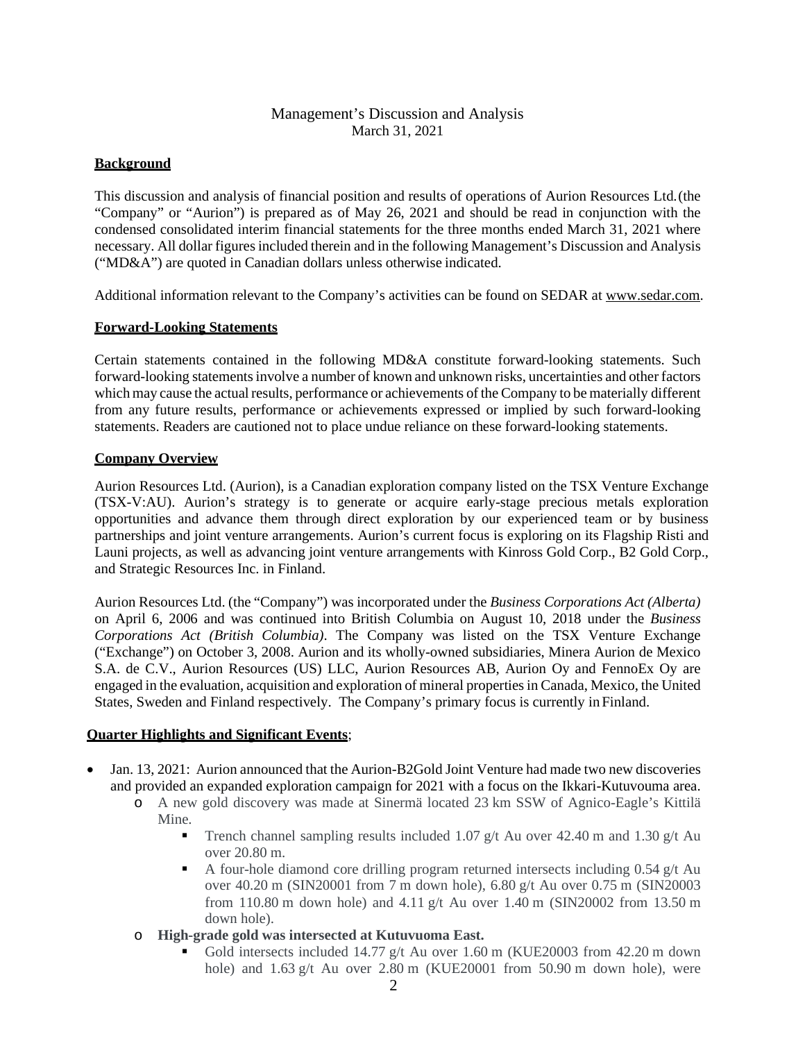Management's Discussion and Analysis
March 31, 2021

## Background

This discussion and analysis of financial position and results of operations of Aurion Resources Ltd. (the "Company" or "Aurion") is prepared as of May 26, 2021 and should be read in conjunction with the condensed consolidated interim financial statements for the three months ended March 31, 2021 where necessary. All dollar figures included therein and in the following Management's Discussion and Analysis ("MD&A") are quoted in Canadian dollars unless otherwise indicated.

Additional information relevant to the Company's activities can be found on SEDAR at www.sedar.com.

## Forward-Looking Statements

Certain statements contained in the following MD&A constitute forward-looking statements. Such forward-looking statements involve a number of known and unknown risks, uncertainties and other factors which may cause the actual results, performance or achievements of the Company to be materially different from any future results, performance or achievements expressed or implied by such forward-looking statements. Readers are cautioned not to place undue reliance on these forward-looking statements.

## Company Overview

Aurion Resources Ltd. (Aurion), is a Canadian exploration company listed on the TSX Venture Exchange (TSX-V:AU). Aurion's strategy is to generate or acquire early-stage precious metals exploration opportunities and advance them through direct exploration by our experienced team or by business partnerships and joint venture arrangements. Aurion's current focus is exploring on its Flagship Risti and Launi projects, as well as advancing joint venture arrangements with Kinross Gold Corp., B2 Gold Corp., and Strategic Resources Inc. in Finland.

Aurion Resources Ltd. (the "Company") was incorporated under the *Business Corporations Act (Alberta)* on April 6, 2006 and was continued into British Columbia on August 10, 2018 under the *Business Corporations Act (British Columbia)*. The Company was listed on the TSX Venture Exchange ("Exchange") on October 3, 2008. Aurion and its wholly-owned subsidiaries, Minera Aurion de Mexico S.A. de C.V., Aurion Resources (US) LLC, Aurion Resources AB, Aurion Oy and FennoEx Oy are engaged in the evaluation, acquisition and exploration of mineral properties in Canada, Mexico, the United States, Sweden and Finland respectively. The Company's primary focus is currently in Finland.

## Quarter Highlights and Significant Events;

- Jan. 13, 2021: Aurion announced that the Aurion-B2Gold Joint Venture had made two new discoveries and provided an expanded exploration campaign for 2021 with a focus on the Ikkari-Kutuvouma area.
  - A new gold discovery was made at Sinermä located 23 km SSW of Agnico-Eagle's Kittilä Mine.
    - Trench channel sampling results included 1.07 g/t Au over 42.40 m and 1.30 g/t Au over 20.80 m.
    - A four-hole diamond core drilling program returned intersects including 0.54 g/t Au over 40.20 m (SIN20001 from 7 m down hole), 6.80 g/t Au over 0.75 m (SIN20003 from 110.80 m down hole) and 4.11 g/t Au over 1.40 m (SIN20002 from 13.50 m down hole).
  - **High-grade gold was intersected at Kutuvuoma East.**
    - Gold intersects included 14.77 g/t Au over 1.60 m (KUE20003 from 42.20 m down hole) and 1.63 g/t Au over 2.80 m (KUE20001 from 50.90 m down hole), were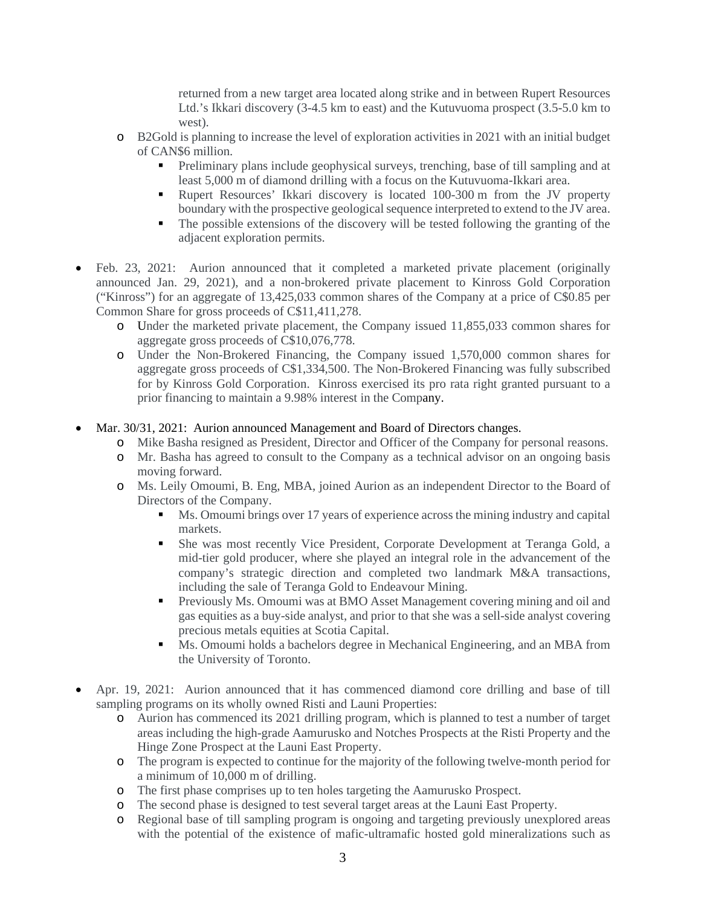returned from a new target area located along strike and in between Rupert Resources Ltd.'s Ikkari discovery (3-4.5 km to east) and the Kutuvuoma prospect (3.5-5.0 km to west).

- B2Gold is planning to increase the level of exploration activities in 2021 with an initial budget of CAN$6 million.
  - Preliminary plans include geophysical surveys, trenching, base of till sampling and at least 5,000 m of diamond drilling with a focus on the Kutuvuoma-Ikkari area.
  - Rupert Resources' Ikkari discovery is located 100-300 m from the JV property boundary with the prospective geological sequence interpreted to extend to the JV area.
  - The possible extensions of the discovery will be tested following the granting of the adjacent exploration permits.

- Feb. 23, 2021: Aurion announced that it completed a marketed private placement (originally announced Jan. 29, 2021), and a non-brokered private placement to Kinross Gold Corporation ("Kinross") for an aggregate of 13,425,033 common shares of the Company at a price of C$0.85 per Common Share for gross proceeds of C$11,411,278.
  - Under the marketed private placement, the Company issued 11,855,033 common shares for aggregate gross proceeds of C$10,076,778.
  - Under the Non-Brokered Financing, the Company issued 1,570,000 common shares for aggregate gross proceeds of C$1,334,500. The Non-Brokered Financing was fully subscribed for by Kinross Gold Corporation. Kinross exercised its pro rata right granted pursuant to a prior financing to maintain a 9.98% interest in the Company.

- Mar. 30/31, 2021: Aurion announced Management and Board of Directors changes.
  - Mike Basha resigned as President, Director and Officer of the Company for personal reasons.
  - Mr. Basha has agreed to consult to the Company as a technical advisor on an ongoing basis moving forward.
  - Ms. Leily Omoumi, B. Eng, MBA, joined Aurion as an independent Director to the Board of Directors of the Company.
    - Ms. Omoumi brings over 17 years of experience across the mining industry and capital markets.
    - She was most recently Vice President, Corporate Development at Teranga Gold, a mid-tier gold producer, where she played an integral role in the advancement of the company's strategic direction and completed two landmark M&A transactions, including the sale of Teranga Gold to Endeavour Mining.
    - Previously Ms. Omoumi was at BMO Asset Management covering mining and oil and gas equities as a buy-side analyst, and prior to that she was a sell-side analyst covering precious metals equities at Scotia Capital.
    - Ms. Omoumi holds a bachelors degree in Mechanical Engineering, and an MBA from the University of Toronto.

- Apr. 19, 2021: Aurion announced that it has commenced diamond core drilling and base of till sampling programs on its wholly owned Risti and Launi Properties:
  - Aurion has commenced its 2021 drilling program, which is planned to test a number of target areas including the high-grade Aamurusko and Notches Prospects at the Risti Property and the Hinge Zone Prospect at the Launi East Property.
  - The program is expected to continue for the majority of the following twelve-month period for a minimum of 10,000 m of drilling.
  - The first phase comprises up to ten holes targeting the Aamurusko Prospect.
  - The second phase is designed to test several target areas at the Launi East Property.
  - Regional base of till sampling program is ongoing and targeting previously unexplored areas with the potential of the existence of mafic-ultramafic hosted gold mineralizations such as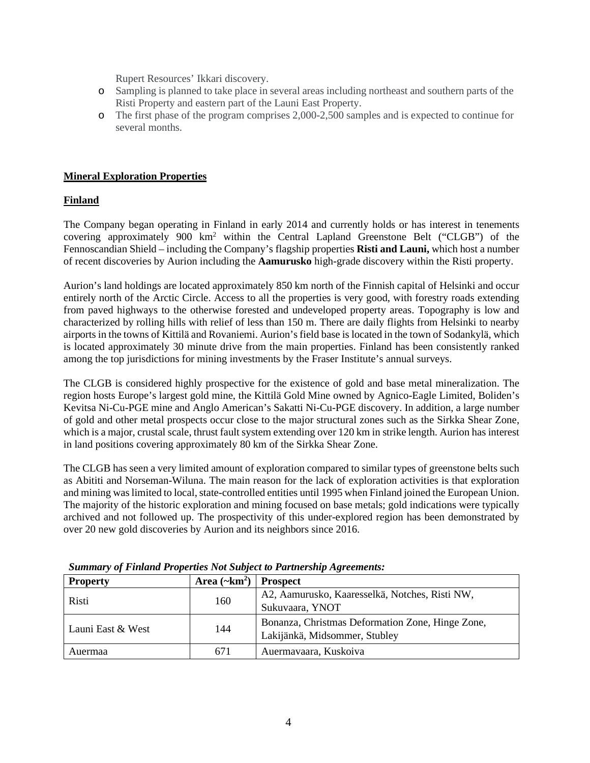Rupert Resources' Ikkari discovery.

- Sampling is planned to take place in several areas including northeast and southern parts of the Risti Property and eastern part of the Launi East Property.
- The first phase of the program comprises 2,000-2,500 samples and is expected to continue for several months.

## Mineral Exploration Properties

### Finland

The Company began operating in Finland in early 2014 and currently holds or has interest in tenements covering approximately 900 km$^2$ within the Central Lapland Greenstone Belt ("CLGB") of the Fennoscandian Shield – including the Company's flagship properties **Risti and Launi,** which host a number of recent discoveries by Aurion including the **Aamurusko** high-grade discovery within the Risti property.

Aurion's land holdings are located approximately 850 km north of the Finnish capital of Helsinki and occur entirely north of the Arctic Circle. Access to all the properties is very good, with forestry roads extending from paved highways to the otherwise forested and undeveloped property areas. Topography is low and characterized by rolling hills with relief of less than 150 m. There are daily flights from Helsinki to nearby airports in the towns of Kittilä and Rovaniemi. Aurion's field base is located in the town of Sodankylä, which is located approximately 30 minute drive from the main properties. Finland has been consistently ranked among the top jurisdictions for mining investments by the Fraser Institute's annual surveys.

The CLGB is considered highly prospective for the existence of gold and base metal mineralization. The region hosts Europe's largest gold mine, the Kittilä Gold Mine owned by Agnico-Eagle Limited, Boliden's Kevitsa Ni-Cu-PGE mine and Anglo American's Sakatti Ni-Cu-PGE discovery. In addition, a large number of gold and other metal prospects occur close to the major structural zones such as the Sirkka Shear Zone, which is a major, crustal scale, thrust fault system extending over 120 km in strike length. Aurion has interest in land positions covering approximately 80 km of the Sirkka Shear Zone.

The CLGB has seen a very limited amount of exploration compared to similar types of greenstone belts such as Abititi and Norseman-Wiluna. The main reason for the lack of exploration activities is that exploration and mining was limited to local, state-controlled entities until 1995 when Finland joined the European Union. The majority of the historic exploration and mining focused on base metals; gold indications were typically archived and not followed up. The prospectivity of this under-explored region has been demonstrated by over 20 new gold discoveries by Aurion and its neighbors since 2016.

***Summary of Finland Properties Not Subject to Partnership Agreements:***

| Property | Area (~km$^2$) | Prospect |
|---|---|---|
| Risti | 160 | A2, Aamurusko, Kaaresselkä, Notches, Risti NW, Sukuvaara, YNOT |
| Launi East & West | 144 | Bonanza, Christmas Deformation Zone, Hinge Zone, Lakijänkä, Midsommer, Stubley |
| Auermaa | 671 | Auermavaara, Kuskoiva |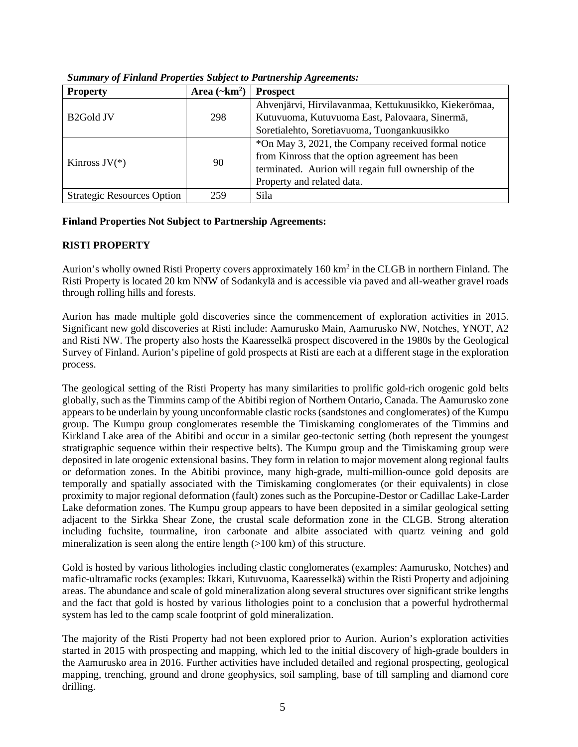***Summary of Finland Properties Subject to Partnership Agreements:***

| Property | Area (~km$^2$) | Prospect |
|---|---|---|
| B2Gold JV | 298 | Ahvenjärvi, Hirvilavanmaa, Kettukuusikko, Kiekerömaa, Kutuvuoma, Kutuvuoma East, Palovaara, Sinermä, Soretialehto, Soretiavuoma, Tuongankuusikko |
| Kinross JV(*) | 90 | *On May 3, 2021, the Company received formal notice from Kinross that the option agreement has been terminated. Aurion will regain full ownership of the Property and related data. |
| Strategic Resources Option | 259 | Sila |

**Finland Properties Not Subject to Partnership Agreements:**

**RISTI PROPERTY**

Aurion's wholly owned Risti Property covers approximately 160 km$^2$ in the CLGB in northern Finland. The Risti Property is located 20 km NNW of Sodankylä and is accessible via paved and all-weather gravel roads through rolling hills and forests.

Aurion has made multiple gold discoveries since the commencement of exploration activities in 2015. Significant new gold discoveries at Risti include: Aamurusko Main, Aamurusko NW, Notches, YNOT, A2 and Risti NW. The property also hosts the Kaaresselkä prospect discovered in the 1980s by the Geological Survey of Finland. Aurion's pipeline of gold prospects at Risti are each at a different stage in the exploration process.

The geological setting of the Risti Property has many similarities to prolific gold-rich orogenic gold belts globally, such as the Timmins camp of the Abitibi region of Northern Ontario, Canada. The Aamurusko zone appears to be underlain by young unconformable clastic rocks (sandstones and conglomerates) of the Kumpu group. The Kumpu group conglomerates resemble the Timiskaming conglomerates of the Timmins and Kirkland Lake area of the Abitibi and occur in a similar geo-tectonic setting (both represent the youngest stratigraphic sequence within their respective belts). The Kumpu group and the Timiskaming group were deposited in late orogenic extensional basins. They form in relation to major movement along regional faults or deformation zones. In the Abitibi province, many high-grade, multi-million-ounce gold deposits are temporally and spatially associated with the Timiskaming conglomerates (or their equivalents) in close proximity to major regional deformation (fault) zones such as the Porcupine-Destor or Cadillac Lake-Larder Lake deformation zones. The Kumpu group appears to have been deposited in a similar geological setting adjacent to the Sirkka Shear Zone, the crustal scale deformation zone in the CLGB. Strong alteration including fuchsite, tourmaline, iron carbonate and albite associated with quartz veining and gold mineralization is seen along the entire length (>100 km) of this structure.

Gold is hosted by various lithologies including clastic conglomerates (examples: Aamurusko, Notches) and mafic-ultramafic rocks (examples: Ikkari, Kutuvuoma, Kaaresselkä) within the Risti Property and adjoining areas. The abundance and scale of gold mineralization along several structures over significant strike lengths and the fact that gold is hosted by various lithologies point to a conclusion that a powerful hydrothermal system has led to the camp scale footprint of gold mineralization.

The majority of the Risti Property had not been explored prior to Aurion. Aurion's exploration activities started in 2015 with prospecting and mapping, which led to the initial discovery of high-grade boulders in the Aamurusko area in 2016. Further activities have included detailed and regional prospecting, geological mapping, trenching, ground and drone geophysics, soil sampling, base of till sampling and diamond core drilling.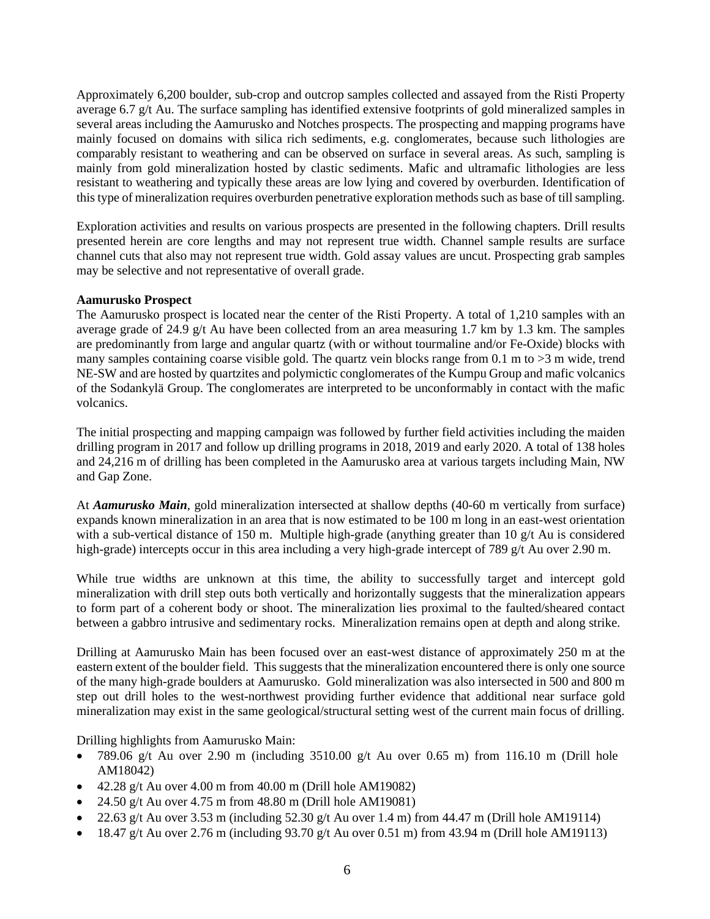Approximately 6,200 boulder, sub-crop and outcrop samples collected and assayed from the Risti Property average 6.7 g/t Au. The surface sampling has identified extensive footprints of gold mineralized samples in several areas including the Aamurusko and Notches prospects. The prospecting and mapping programs have mainly focused on domains with silica rich sediments, e.g. conglomerates, because such lithologies are comparably resistant to weathering and can be observed on surface in several areas. As such, sampling is mainly from gold mineralization hosted by clastic sediments. Mafic and ultramafic lithologies are less resistant to weathering and typically these areas are low lying and covered by overburden. Identification of this type of mineralization requires overburden penetrative exploration methods such as base of till sampling.

Exploration activities and results on various prospects are presented in the following chapters. Drill results presented herein are core lengths and may not represent true width. Channel sample results are surface channel cuts that also may not represent true width. Gold assay values are uncut. Prospecting grab samples may be selective and not representative of overall grade.

**Aamurusko Prospect**

The Aamurusko prospect is located near the center of the Risti Property. A total of 1,210 samples with an average grade of 24.9 g/t Au have been collected from an area measuring 1.7 km by 1.3 km. The samples are predominantly from large and angular quartz (with or without tourmaline and/or Fe-Oxide) blocks with many samples containing coarse visible gold. The quartz vein blocks range from 0.1 m to >3 m wide, trend NE-SW and are hosted by quartzites and polymictic conglomerates of the Kumpu Group and mafic volcanics of the Sodankylä Group. The conglomerates are interpreted to be unconformably in contact with the mafic volcanics.

The initial prospecting and mapping campaign was followed by further field activities including the maiden drilling program in 2017 and follow up drilling programs in 2018, 2019 and early 2020. A total of 138 holes and 24,216 m of drilling has been completed in the Aamurusko area at various targets including Main, NW and Gap Zone.

At ***Aamurusko Main***, gold mineralization intersected at shallow depths (40-60 m vertically from surface) expands known mineralization in an area that is now estimated to be 100 m long in an east-west orientation with a sub-vertical distance of 150 m. Multiple high-grade (anything greater than 10 g/t Au is considered high-grade) intercepts occur in this area including a very high-grade intercept of 789 g/t Au over 2.90 m.

While true widths are unknown at this time, the ability to successfully target and intercept gold mineralization with drill step outs both vertically and horizontally suggests that the mineralization appears to form part of a coherent body or shoot. The mineralization lies proximal to the faulted/sheared contact between a gabbro intrusive and sedimentary rocks. Mineralization remains open at depth and along strike.

Drilling at Aamurusko Main has been focused over an east-west distance of approximately 250 m at the eastern extent of the boulder field. This suggests that the mineralization encountered there is only one source of the many high-grade boulders at Aamurusko. Gold mineralization was also intersected in 500 and 800 m step out drill holes to the west-northwest providing further evidence that additional near surface gold mineralization may exist in the same geological/structural setting west of the current main focus of drilling.

Drilling highlights from Aamurusko Main:

- 789.06 g/t Au over 2.90 m (including 3510.00 g/t Au over 0.65 m) from 116.10 m (Drill hole AM18042)
- 42.28 g/t Au over 4.00 m from 40.00 m (Drill hole AM19082)
- 24.50 g/t Au over 4.75 m from 48.80 m (Drill hole AM19081)
- 22.63 g/t Au over 3.53 m (including 52.30 g/t Au over 1.4 m) from 44.47 m (Drill hole AM19114)
- 18.47 g/t Au over 2.76 m (including 93.70 g/t Au over 0.51 m) from 43.94 m (Drill hole AM19113)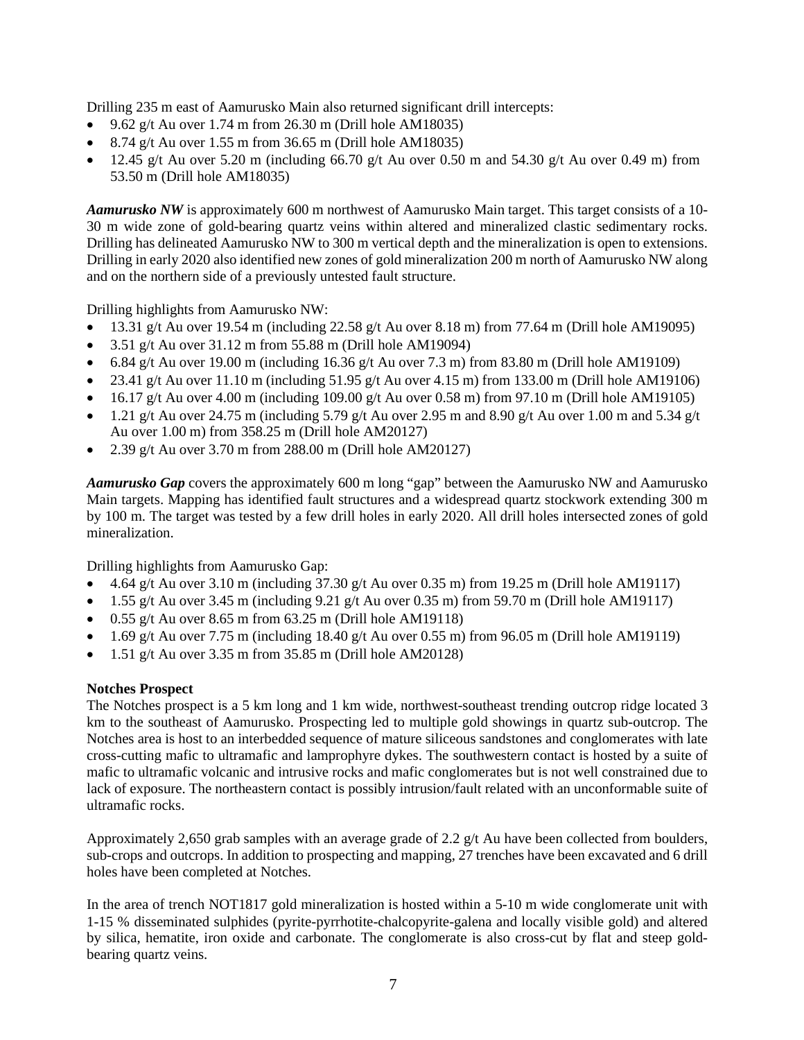Drilling 235 m east of Aamurusko Main also returned significant drill intercepts:

- 9.62 g/t Au over 1.74 m from 26.30 m (Drill hole AM18035)
- 8.74 g/t Au over 1.55 m from 36.65 m (Drill hole AM18035)
- 12.45 g/t Au over 5.20 m (including 66.70 g/t Au over 0.50 m and 54.30 g/t Au over 0.49 m) from 53.50 m (Drill hole AM18035)

***Aamurusko NW*** is approximately 600 m northwest of Aamurusko Main target. This target consists of a 10-30 m wide zone of gold-bearing quartz veins within altered and mineralized clastic sedimentary rocks. Drilling has delineated Aamurusko NW to 300 m vertical depth and the mineralization is open to extensions. Drilling in early 2020 also identified new zones of gold mineralization 200 m north of Aamurusko NW along and on the northern side of a previously untested fault structure.

Drilling highlights from Aamurusko NW:

- 13.31 g/t Au over 19.54 m (including 22.58 g/t Au over 8.18 m) from 77.64 m (Drill hole AM19095)
- 3.51 g/t Au over 31.12 m from 55.88 m (Drill hole AM19094)
- 6.84 g/t Au over 19.00 m (including 16.36 g/t Au over 7.3 m) from 83.80 m (Drill hole AM19109)
- 23.41 g/t Au over 11.10 m (including 51.95 g/t Au over 4.15 m) from 133.00 m (Drill hole AM19106)
- 16.17 g/t Au over 4.00 m (including 109.00 g/t Au over 0.58 m) from 97.10 m (Drill hole AM19105)
- 1.21 g/t Au over 24.75 m (including 5.79 g/t Au over 2.95 m and 8.90 g/t Au over 1.00 m and 5.34 g/t Au over 1.00 m) from 358.25 m (Drill hole AM20127)
- 2.39 g/t Au over 3.70 m from 288.00 m (Drill hole AM20127)

***Aamurusko Gap*** covers the approximately 600 m long "gap" between the Aamurusko NW and Aamurusko Main targets. Mapping has identified fault structures and a widespread quartz stockwork extending 300 m by 100 m. The target was tested by a few drill holes in early 2020. All drill holes intersected zones of gold mineralization.

Drilling highlights from Aamurusko Gap:

- 4.64 g/t Au over 3.10 m (including 37.30 g/t Au over 0.35 m) from 19.25 m (Drill hole AM19117)
- 1.55 g/t Au over 3.45 m (including 9.21 g/t Au over 0.35 m) from 59.70 m (Drill hole AM19117)
- 0.55 g/t Au over 8.65 m from 63.25 m (Drill hole AM19118)
- 1.69 g/t Au over 7.75 m (including 18.40 g/t Au over 0.55 m) from 96.05 m (Drill hole AM19119)
- 1.51 g/t Au over 3.35 m from 35.85 m (Drill hole AM20128)

**Notches Prospect**

The Notches prospect is a 5 km long and 1 km wide, northwest-southeast trending outcrop ridge located 3 km to the southeast of Aamurusko. Prospecting led to multiple gold showings in quartz sub-outcrop. The Notches area is host to an interbedded sequence of mature siliceous sandstones and conglomerates with late cross-cutting mafic to ultramafic and lamprophyre dykes. The southwestern contact is hosted by a suite of mafic to ultramafic volcanic and intrusive rocks and mafic conglomerates but is not well constrained due to lack of exposure. The northeastern contact is possibly intrusion/fault related with an unconformable suite of ultramafic rocks.

Approximately 2,650 grab samples with an average grade of 2.2 g/t Au have been collected from boulders, sub-crops and outcrops. In addition to prospecting and mapping, 27 trenches have been excavated and 6 drill holes have been completed at Notches.

In the area of trench NOT1817 gold mineralization is hosted within a 5-10 m wide conglomerate unit with 1-15 % disseminated sulphides (pyrite-pyrrhotite-chalcopyrite-galena and locally visible gold) and altered by silica, hematite, iron oxide and carbonate. The conglomerate is also cross-cut by flat and steep gold-bearing quartz veins.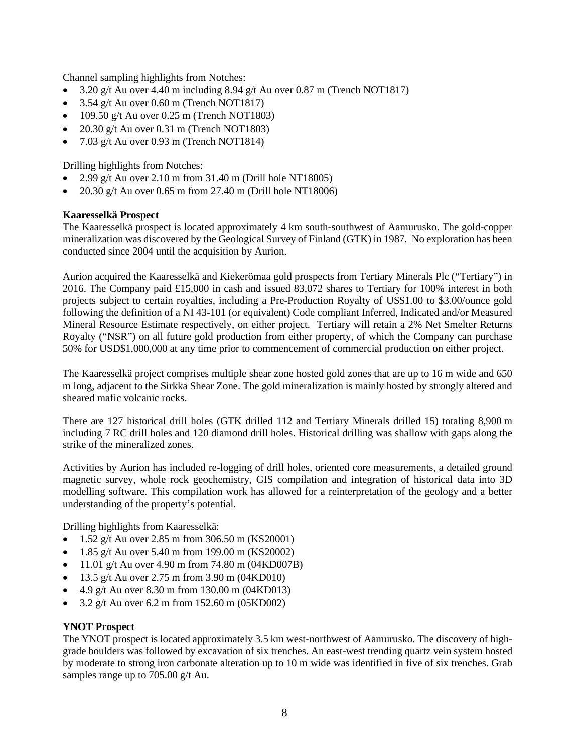Channel sampling highlights from Notches:

- 3.20 g/t Au over 4.40 m including 8.94 g/t Au over 0.87 m (Trench NOT1817)
- 3.54 g/t Au over 0.60 m (Trench NOT1817)
- 109.50 g/t Au over 0.25 m (Trench NOT1803)
- 20.30 g/t Au over 0.31 m (Trench NOT1803)
- 7.03 g/t Au over 0.93 m (Trench NOT1814)

Drilling highlights from Notches:

- 2.99 g/t Au over 2.10 m from 31.40 m (Drill hole NT18005)
- 20.30 g/t Au over 0.65 m from 27.40 m (Drill hole NT18006)

**Kaaresselkä Prospect**

The Kaaresselkä prospect is located approximately 4 km south-southwest of Aamurusko. The gold-copper mineralization was discovered by the Geological Survey of Finland (GTK) in 1987. No exploration has been conducted since 2004 until the acquisition by Aurion.

Aurion acquired the Kaaresselkä and Kiekerömaa gold prospects from Tertiary Minerals Plc ("Tertiary") in 2016. The Company paid £15,000 in cash and issued 83,072 shares to Tertiary for 100% interest in both projects subject to certain royalties, including a Pre-Production Royalty of US$1.00 to $3.00/ounce gold following the definition of a NI 43-101 (or equivalent) Code compliant Inferred, Indicated and/or Measured Mineral Resource Estimate respectively, on either project. Tertiary will retain a 2% Net Smelter Returns Royalty ("NSR") on all future gold production from either property, of which the Company can purchase 50% for USD$1,000,000 at any time prior to commencement of commercial production on either project.

The Kaaresselkä project comprises multiple shear zone hosted gold zones that are up to 16 m wide and 650 m long, adjacent to the Sirkka Shear Zone. The gold mineralization is mainly hosted by strongly altered and sheared mafic volcanic rocks.

There are 127 historical drill holes (GTK drilled 112 and Tertiary Minerals drilled 15) totaling 8,900 m including 7 RC drill holes and 120 diamond drill holes. Historical drilling was shallow with gaps along the strike of the mineralized zones.

Activities by Aurion has included re-logging of drill holes, oriented core measurements, a detailed ground magnetic survey, whole rock geochemistry, GIS compilation and integration of historical data into 3D modelling software. This compilation work has allowed for a reinterpretation of the geology and a better understanding of the property's potential.

Drilling highlights from Kaaresselkä:

- 1.52 g/t Au over 2.85 m from 306.50 m (KS20001)
- 1.85 g/t Au over 5.40 m from 199.00 m (KS20002)
- 11.01 g/t Au over 4.90 m from 74.80 m (04KD007B)
- 13.5 g/t Au over 2.75 m from 3.90 m (04KD010)
- 4.9 g/t Au over 8.30 m from 130.00 m (04KD013)
- 3.2 g/t Au over 6.2 m from 152.60 m (05KD002)

**YNOT Prospect**

The YNOT prospect is located approximately 3.5 km west-northwest of Aamurusko. The discovery of high-grade boulders was followed by excavation of six trenches. An east-west trending quartz vein system hosted by moderate to strong iron carbonate alteration up to 10 m wide was identified in five of six trenches. Grab samples range up to 705.00 g/t Au.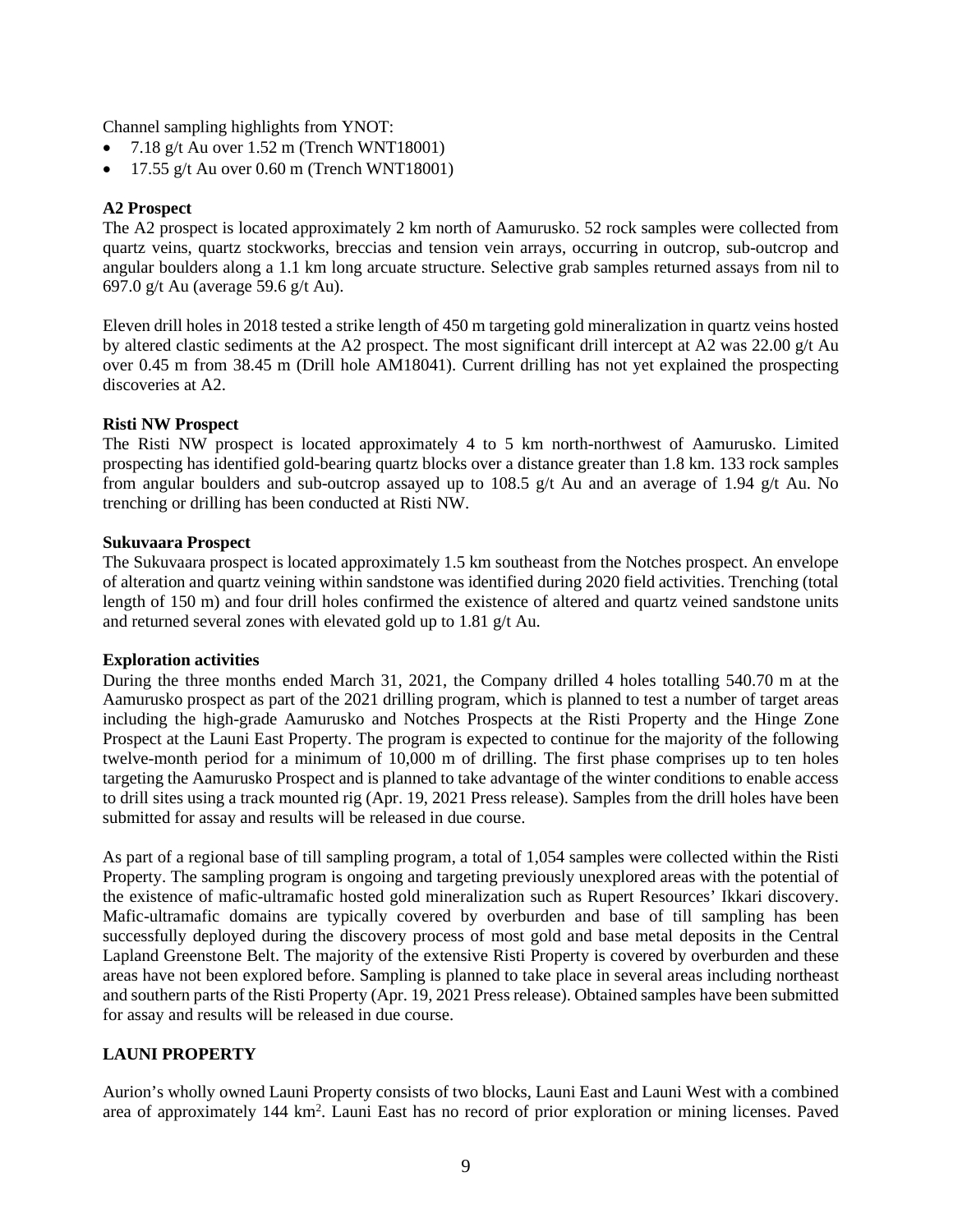Channel sampling highlights from YNOT:

- 7.18 g/t Au over 1.52 m (Trench WNT18001)
- 17.55 g/t Au over 0.60 m (Trench WNT18001)

**A2 Prospect**

The A2 prospect is located approximately 2 km north of Aamurusko. 52 rock samples were collected from quartz veins, quartz stockworks, breccias and tension vein arrays, occurring in outcrop, sub-outcrop and angular boulders along a 1.1 km long arcuate structure. Selective grab samples returned assays from nil to 697.0 g/t Au (average 59.6 g/t Au).

Eleven drill holes in 2018 tested a strike length of 450 m targeting gold mineralization in quartz veins hosted by altered clastic sediments at the A2 prospect. The most significant drill intercept at A2 was 22.00 g/t Au over 0.45 m from 38.45 m (Drill hole AM18041). Current drilling has not yet explained the prospecting discoveries at A2.

**Risti NW Prospect**

The Risti NW prospect is located approximately 4 to 5 km north-northwest of Aamurusko. Limited prospecting has identified gold-bearing quartz blocks over a distance greater than 1.8 km. 133 rock samples from angular boulders and sub-outcrop assayed up to 108.5 g/t Au and an average of 1.94 g/t Au. No trenching or drilling has been conducted at Risti NW.

**Sukuvaara Prospect**

The Sukuvaara prospect is located approximately 1.5 km southeast from the Notches prospect. An envelope of alteration and quartz veining within sandstone was identified during 2020 field activities. Trenching (total length of 150 m) and four drill holes confirmed the existence of altered and quartz veined sandstone units and returned several zones with elevated gold up to 1.81 g/t Au.

**Exploration activities**

During the three months ended March 31, 2021, the Company drilled 4 holes totalling 540.70 m at the Aamurusko prospect as part of the 2021 drilling program, which is planned to test a number of target areas including the high-grade Aamurusko and Notches Prospects at the Risti Property and the Hinge Zone Prospect at the Launi East Property. The program is expected to continue for the majority of the following twelve-month period for a minimum of 10,000 m of drilling. The first phase comprises up to ten holes targeting the Aamurusko Prospect and is planned to take advantage of the winter conditions to enable access to drill sites using a track mounted rig (Apr. 19, 2021 Press release). Samples from the drill holes have been submitted for assay and results will be released in due course.

As part of a regional base of till sampling program, a total of 1,054 samples were collected within the Risti Property. The sampling program is ongoing and targeting previously unexplored areas with the potential of the existence of mafic-ultramafic hosted gold mineralization such as Rupert Resources' Ikkari discovery. Mafic-ultramafic domains are typically covered by overburden and base of till sampling has been successfully deployed during the discovery process of most gold and base metal deposits in the Central Lapland Greenstone Belt. The majority of the extensive Risti Property is covered by overburden and these areas have not been explored before. Sampling is planned to take place in several areas including northeast and southern parts of the Risti Property (Apr. 19, 2021 Press release). Obtained samples have been submitted for assay and results will be released in due course.

## LAUNI PROPERTY

Aurion's wholly owned Launi Property consists of two blocks, Launi East and Launi West with a combined area of approximately 144 km$^2$. Launi East has no record of prior exploration or mining licenses. Paved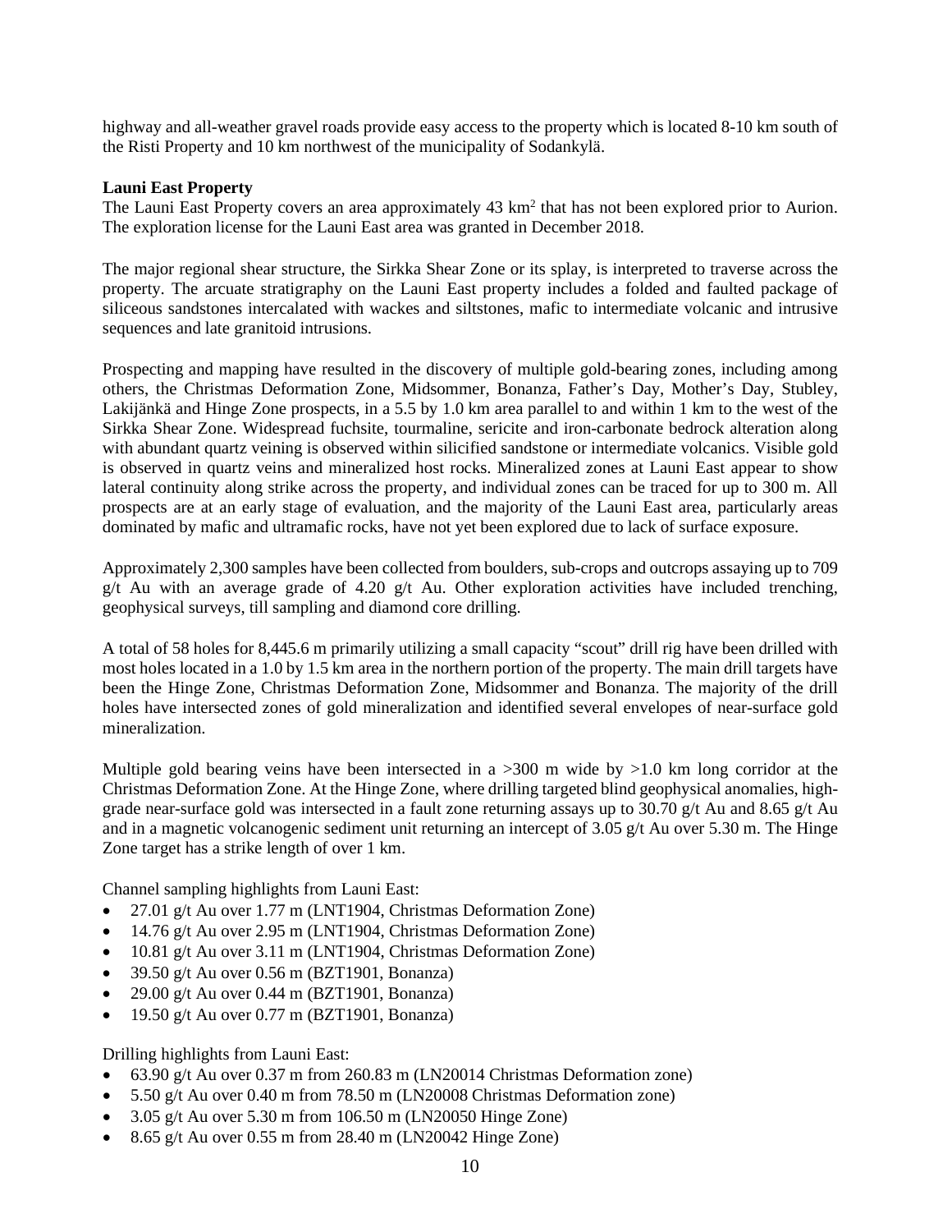highway and all-weather gravel roads provide easy access to the property which is located 8-10 km south of the Risti Property and 10 km northwest of the municipality of Sodankylä.

**Launi East Property**

The Launi East Property covers an area approximately 43 $km^2$ that has not been explored prior to Aurion. The exploration license for the Launi East area was granted in December 2018.

The major regional shear structure, the Sirkka Shear Zone or its splay, is interpreted to traverse across the property. The arcuate stratigraphy on the Launi East property includes a folded and faulted package of siliceous sandstones intercalated with wackes and siltstones, mafic to intermediate volcanic and intrusive sequences and late granitoid intrusions.

Prospecting and mapping have resulted in the discovery of multiple gold-bearing zones, including among others, the Christmas Deformation Zone, Midsommer, Bonanza, Father's Day, Mother's Day, Stubley, Lakijänkä and Hinge Zone prospects, in a 5.5 by 1.0 km area parallel to and within 1 km to the west of the Sirkka Shear Zone. Widespread fuchsite, tourmaline, sericite and iron-carbonate bedrock alteration along with abundant quartz veining is observed within silicified sandstone or intermediate volcanics. Visible gold is observed in quartz veins and mineralized host rocks. Mineralized zones at Launi East appear to show lateral continuity along strike across the property, and individual zones can be traced for up to 300 m. All prospects are at an early stage of evaluation, and the majority of the Launi East area, particularly areas dominated by mafic and ultramafic rocks, have not yet been explored due to lack of surface exposure.

Approximately 2,300 samples have been collected from boulders, sub-crops and outcrops assaying up to 709 g/t Au with an average grade of 4.20 g/t Au. Other exploration activities have included trenching, geophysical surveys, till sampling and diamond core drilling.

A total of 58 holes for 8,445.6 m primarily utilizing a small capacity "scout" drill rig have been drilled with most holes located in a 1.0 by 1.5 km area in the northern portion of the property. The main drill targets have been the Hinge Zone, Christmas Deformation Zone, Midsommer and Bonanza. The majority of the drill holes have intersected zones of gold mineralization and identified several envelopes of near-surface gold mineralization.

Multiple gold bearing veins have been intersected in a >300 m wide by >1.0 km long corridor at the Christmas Deformation Zone. At the Hinge Zone, where drilling targeted blind geophysical anomalies, high-grade near-surface gold was intersected in a fault zone returning assays up to 30.70 g/t Au and 8.65 g/t Au and in a magnetic volcanogenic sediment unit returning an intercept of 3.05 g/t Au over 5.30 m. The Hinge Zone target has a strike length of over 1 km.

Channel sampling highlights from Launi East:

- 27.01 g/t Au over 1.77 m (LNT1904, Christmas Deformation Zone)
- 14.76 g/t Au over 2.95 m (LNT1904, Christmas Deformation Zone)
- 10.81 g/t Au over 3.11 m (LNT1904, Christmas Deformation Zone)
- 39.50 g/t Au over 0.56 m (BZT1901, Bonanza)
- 29.00 g/t Au over 0.44 m (BZT1901, Bonanza)
- 19.50 g/t Au over 0.77 m (BZT1901, Bonanza)

Drilling highlights from Launi East:

- 63.90 g/t Au over 0.37 m from 260.83 m (LN20014 Christmas Deformation zone)
- 5.50 g/t Au over 0.40 m from 78.50 m (LN20008 Christmas Deformation zone)
- 3.05 g/t Au over 5.30 m from 106.50 m (LN20050 Hinge Zone)
- 8.65 g/t Au over 0.55 m from 28.40 m (LN20042 Hinge Zone)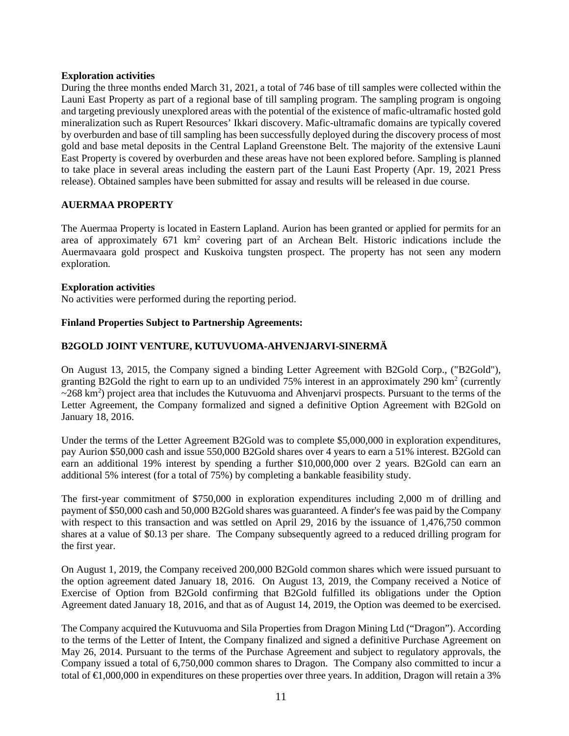**Exploration activities**

During the three months ended March 31, 2021, a total of 746 base of till samples were collected within the Launi East Property as part of a regional base of till sampling program. The sampling program is ongoing and targeting previously unexplored areas with the potential of the existence of mafic-ultramafic hosted gold mineralization such as Rupert Resources' Ikkari discovery. Mafic-ultramafic domains are typically covered by overburden and base of till sampling has been successfully deployed during the discovery process of most gold and base metal deposits in the Central Lapland Greenstone Belt. The majority of the extensive Launi East Property is covered by overburden and these areas have not been explored before. Sampling is planned to take place in several areas including the eastern part of the Launi East Property (Apr. 19, 2021 Press release). Obtained samples have been submitted for assay and results will be released in due course.

## AUERMAA PROPERTY

The Auermaa Property is located in Eastern Lapland. Aurion has been granted or applied for permits for an area of approximately 671 km$^2$ covering part of an Archean Belt. Historic indications include the Auermavaara gold prospect and Kuskoiva tungsten prospect. The property has not seen any modern exploration.

**Exploration activities**

No activities were performed during the reporting period.

**Finland Properties Subject to Partnership Agreements:**

## B2GOLD JOINT VENTURE, KUTUVUOMA-AHVENJARVI-SINERMÄ

On August 13, 2015, the Company signed a binding Letter Agreement with B2Gold Corp., ("B2Gold"), granting B2Gold the right to earn up to an undivided 75% interest in an approximately 290 km$^2$ (currently ~268 km$^2$) project area that includes the Kutuvuoma and Ahvenjarvi prospects. Pursuant to the terms of the Letter Agreement, the Company formalized and signed a definitive Option Agreement with B2Gold on January 18, 2016.

Under the terms of the Letter Agreement B2Gold was to complete $5,000,000 in exploration expenditures, pay Aurion $50,000 cash and issue 550,000 B2Gold shares over 4 years to earn a 51% interest. B2Gold can earn an additional 19% interest by spending a further $10,000,000 over 2 years. B2Gold can earn an additional 5% interest (for a total of 75%) by completing a bankable feasibility study.

The first-year commitment of $750,000 in exploration expenditures including 2,000 m of drilling and payment of $50,000 cash and 50,000 B2Gold shares was guaranteed. A finder's fee was paid by the Company with respect to this transaction and was settled on April 29, 2016 by the issuance of 1,476,750 common shares at a value of $0.13 per share. The Company subsequently agreed to a reduced drilling program for the first year.

On August 1, 2019, the Company received 200,000 B2Gold common shares which were issued pursuant to the option agreement dated January 18, 2016. On August 13, 2019, the Company received a Notice of Exercise of Option from B2Gold confirming that B2Gold fulfilled its obligations under the Option Agreement dated January 18, 2016, and that as of August 14, 2019, the Option was deemed to be exercised.

The Company acquired the Kutuvuoma and Sila Properties from Dragon Mining Ltd ("Dragon"). According to the terms of the Letter of Intent, the Company finalized and signed a definitive Purchase Agreement on May 26, 2014. Pursuant to the terms of the Purchase Agreement and subject to regulatory approvals, the Company issued a total of 6,750,000 common shares to Dragon. The Company also committed to incur a total of €1,000,000 in expenditures on these properties over three years. In addition, Dragon will retain a 3%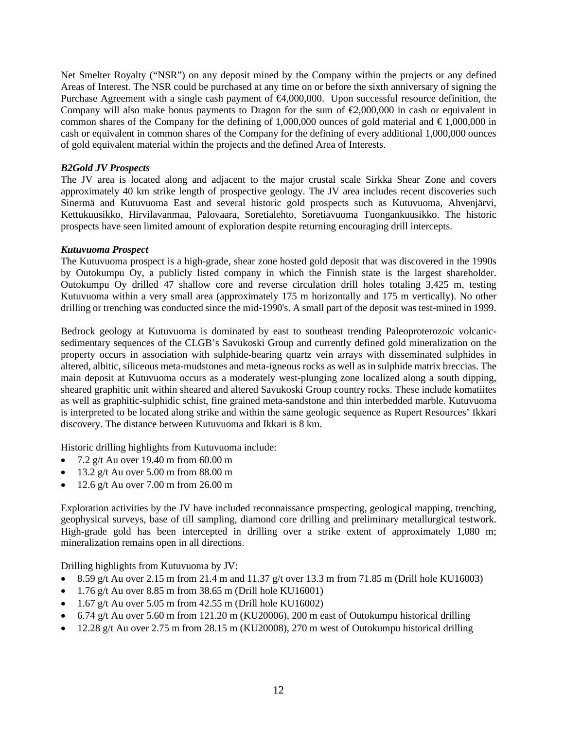Net Smelter Royalty ("NSR") on any deposit mined by the Company within the projects or any defined Areas of Interest. The NSR could be purchased at any time on or before the sixth anniversary of signing the Purchase Agreement with a single cash payment of €4,000,000. Upon successful resource definition, the Company will also make bonus payments to Dragon for the sum of €2,000,000 in cash or equivalent in common shares of the Company for the defining of 1,000,000 ounces of gold material and € 1,000,000 in cash or equivalent in common shares of the Company for the defining of every additional 1,000,000 ounces of gold equivalent material within the projects and the defined Area of Interests.

***B2Gold JV Prospects***

The JV area is located along and adjacent to the major crustal scale Sirkka Shear Zone and covers approximately 40 km strike length of prospective geology. The JV area includes recent discoveries such Sinermä and Kutuvuoma East and several historic gold prospects such as Kutuvuoma, Ahvenjärvi, Kettukuusikko, Hirvilavanmaa, Palovaara, Soretialehto, Soretiavuoma Tuongankuusikko. The historic prospects have seen limited amount of exploration despite returning encouraging drill intercepts.

***Kutuvuoma Prospect***

The Kutuvuoma prospect is a high-grade, shear zone hosted gold deposit that was discovered in the 1990s by Outokumpu Oy, a publicly listed company in which the Finnish state is the largest shareholder. Outokumpu Oy drilled 47 shallow core and reverse circulation drill holes totaling 3,425 m, testing Kutuvuoma within a very small area (approximately 175 m horizontally and 175 m vertically). No other drilling or trenching was conducted since the mid-1990's. A small part of the deposit was test-mined in 1999.

Bedrock geology at Kutuvuoma is dominated by east to southeast trending Paleoproterozoic volcanic-sedimentary sequences of the CLGB's Savukoski Group and currently defined gold mineralization on the property occurs in association with sulphide-bearing quartz vein arrays with disseminated sulphides in altered, albitic, siliceous meta-mudstones and meta-igneous rocks as well as in sulphide matrix breccias. The main deposit at Kutuvuoma occurs as a moderately west-plunging zone localized along a south dipping, sheared graphitic unit within sheared and altered Savukoski Group country rocks. These include komatiites as well as graphitic-sulphidic schist, fine grained meta-sandstone and thin interbedded marble. Kutuvuoma is interpreted to be located along strike and within the same geologic sequence as Rupert Resources' Ikkari discovery. The distance between Kutuvuoma and Ikkari is 8 km.

Historic drilling highlights from Kutuvuoma include:

- 7.2 g/t Au over 19.40 m from 60.00 m
- 13.2 g/t Au over 5.00 m from 88.00 m
- 12.6 g/t Au over 7.00 m from 26.00 m

Exploration activities by the JV have included reconnaissance prospecting, geological mapping, trenching, geophysical surveys, base of till sampling, diamond core drilling and preliminary metallurgical testwork. High-grade gold has been intercepted in drilling over a strike extent of approximately 1,080 m; mineralization remains open in all directions.

Drilling highlights from Kutuvuoma by JV:

- 8.59 g/t Au over 2.15 m from 21.4 m and 11.37 g/t over 13.3 m from 71.85 m (Drill hole KU16003)
- 1.76 g/t Au over 8.85 m from 38.65 m (Drill hole KU16001)
- 1.67 g/t Au over 5.05 m from 42.55 m (Drill hole KU16002)
- 6.74 g/t Au over 5.60 m from 121.20 m (KU20006), 200 m east of Outokumpu historical drilling
- 12.28 g/t Au over 2.75 m from 28.15 m (KU20008), 270 m west of Outokumpu historical drilling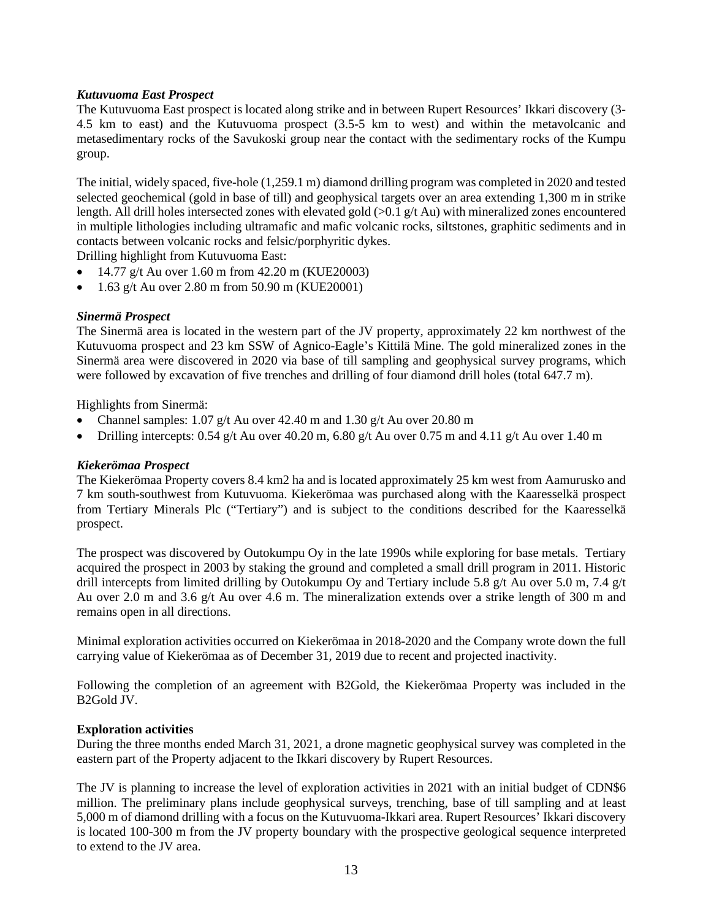***Kutuvuoma East Prospect***

The Kutuvuoma East prospect is located along strike and in between Rupert Resources' Ikkari discovery (3-4.5 km to east) and the Kutuvuoma prospect (3.5-5 km to west) and within the metavolcanic and metasedimentary rocks of the Savukoski group near the contact with the sedimentary rocks of the Kumpu group.

The initial, widely spaced, five-hole (1,259.1 m) diamond drilling program was completed in 2020 and tested selected geochemical (gold in base of till) and geophysical targets over an area extending 1,300 m in strike length. All drill holes intersected zones with elevated gold (>0.1 g/t Au) with mineralized zones encountered in multiple lithologies including ultramafic and mafic volcanic rocks, siltstones, graphitic sediments and in contacts between volcanic rocks and felsic/porphyritic dykes.

Drilling highlight from Kutuvuoma East:

- 14.77 g/t Au over 1.60 m from 42.20 m (KUE20003)
- 1.63 g/t Au over 2.80 m from 50.90 m (KUE20001)

***Sinermä Prospect***

The Sinermä area is located in the western part of the JV property, approximately 22 km northwest of the Kutuvuoma prospect and 23 km SSW of Agnico-Eagle's Kittilä Mine. The gold mineralized zones in the Sinermä area were discovered in 2020 via base of till sampling and geophysical survey programs, which were followed by excavation of five trenches and drilling of four diamond drill holes (total 647.7 m).

Highlights from Sinermä:

- Channel samples: 1.07 g/t Au over 42.40 m and 1.30 g/t Au over 20.80 m
- Drilling intercepts: 0.54 g/t Au over 40.20 m, 6.80 g/t Au over 0.75 m and 4.11 g/t Au over 1.40 m

***Kiekerömaa Prospect***

The Kiekerömaa Property covers 8.4 km2 ha and is located approximately 25 km west from Aamurusko and 7 km south-southwest from Kutuvuoma. Kiekerömaa was purchased along with the Kaaresselkä prospect from Tertiary Minerals Plc ("Tertiary") and is subject to the conditions described for the Kaaresselkä prospect.

The prospect was discovered by Outokumpu Oy in the late 1990s while exploring for base metals. Tertiary acquired the prospect in 2003 by staking the ground and completed a small drill program in 2011. Historic drill intercepts from limited drilling by Outokumpu Oy and Tertiary include 5.8 g/t Au over 5.0 m, 7.4 g/t Au over 2.0 m and 3.6 g/t Au over 4.6 m. The mineralization extends over a strike length of 300 m and remains open in all directions.

Minimal exploration activities occurred on Kiekerömaa in 2018-2020 and the Company wrote down the full carrying value of Kiekerömaa as of December 31, 2019 due to recent and projected inactivity.

Following the completion of an agreement with B2Gold, the Kiekerömaa Property was included in the B2Gold JV.

**Exploration activities**

During the three months ended March 31, 2021, a drone magnetic geophysical survey was completed in the eastern part of the Property adjacent to the Ikkari discovery by Rupert Resources.

The JV is planning to increase the level of exploration activities in 2021 with an initial budget of CDN$6 million. The preliminary plans include geophysical surveys, trenching, base of till sampling and at least 5,000 m of diamond drilling with a focus on the Kutuvuoma-Ikkari area. Rupert Resources' Ikkari discovery is located 100-300 m from the JV property boundary with the prospective geological sequence interpreted to extend to the JV area.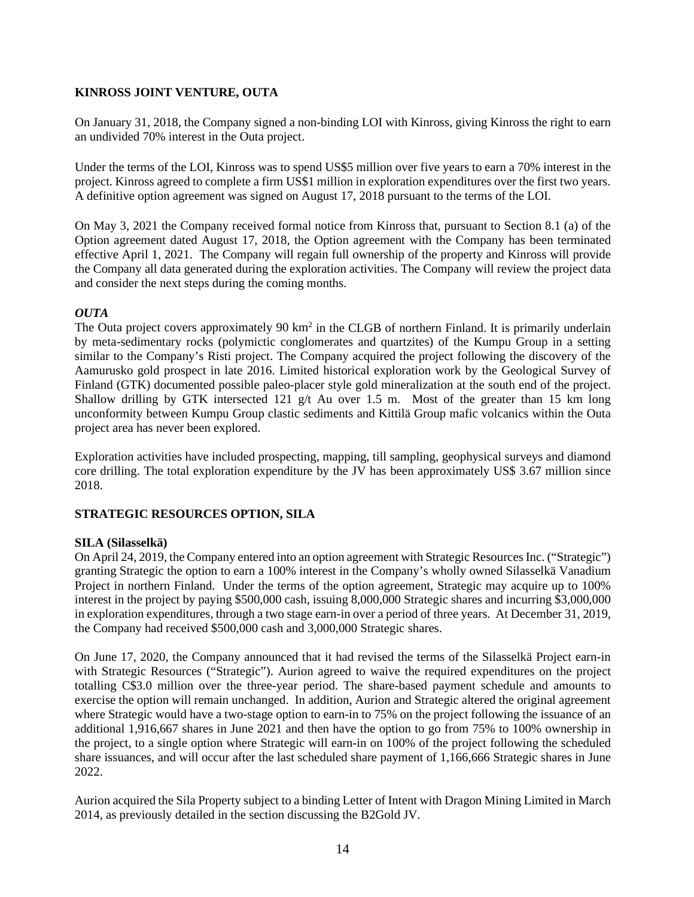## KINROSS JOINT VENTURE, OUTA

On January 31, 2018, the Company signed a non-binding LOI with Kinross, giving Kinross the right to earn an undivided 70% interest in the Outa project.

Under the terms of the LOI, Kinross was to spend US$5 million over five years to earn a 70% interest in the project. Kinross agreed to complete a firm US$1 million in exploration expenditures over the first two years. A definitive option agreement was signed on August 17, 2018 pursuant to the terms of the LOI.

On May 3, 2021 the Company received formal notice from Kinross that, pursuant to Section 8.1 (a) of the Option agreement dated August 17, 2018, the Option agreement with the Company has been terminated effective April 1, 2021. The Company will regain full ownership of the property and Kinross will provide the Company all data generated during the exploration activities. The Company will review the project data and consider the next steps during the coming months.

### *OUTA*

The Outa project covers approximately 90 km$^2$ in the CLGB of northern Finland. It is primarily underlain by meta-sedimentary rocks (polymictic conglomerates and quartzites) of the Kumpu Group in a setting similar to the Company's Risti project. The Company acquired the project following the discovery of the Aamurusko gold prospect in late 2016. Limited historical exploration work by the Geological Survey of Finland (GTK) documented possible paleo-placer style gold mineralization at the south end of the project. Shallow drilling by GTK intersected 121 g/t Au over 1.5 m. Most of the greater than 15 km long unconformity between Kumpu Group clastic sediments and Kittilä Group mafic volcanics within the Outa project area has never been explored.

Exploration activities have included prospecting, mapping, till sampling, geophysical surveys and diamond core drilling. The total exploration expenditure by the JV has been approximately US$ 3.67 million since 2018.

## STRATEGIC RESOURCES OPTION, SILA

### SILA (Silasselkä)

On April 24, 2019, the Company entered into an option agreement with Strategic Resources Inc. ("Strategic") granting Strategic the option to earn a 100% interest in the Company's wholly owned Silasselkä Vanadium Project in northern Finland. Under the terms of the option agreement, Strategic may acquire up to 100% interest in the project by paying $500,000 cash, issuing 8,000,000 Strategic shares and incurring $3,000,000 in exploration expenditures, through a two stage earn-in over a period of three years. At December 31, 2019, the Company had received $500,000 cash and 3,000,000 Strategic shares.

On June 17, 2020, the Company announced that it had revised the terms of the Silasselkä Project earn-in with Strategic Resources ("Strategic"). Aurion agreed to waive the required expenditures on the project totalling C$3.0 million over the three-year period. The share-based payment schedule and amounts to exercise the option will remain unchanged. In addition, Aurion and Strategic altered the original agreement where Strategic would have a two-stage option to earn-in to 75% on the project following the issuance of an additional 1,916,667 shares in June 2021 and then have the option to go from 75% to 100% ownership in the project, to a single option where Strategic will earn-in on 100% of the project following the scheduled share issuances, and will occur after the last scheduled share payment of 1,166,666 Strategic shares in June 2022.

Aurion acquired the Sila Property subject to a binding Letter of Intent with Dragon Mining Limited in March 2014, as previously detailed in the section discussing the B2Gold JV.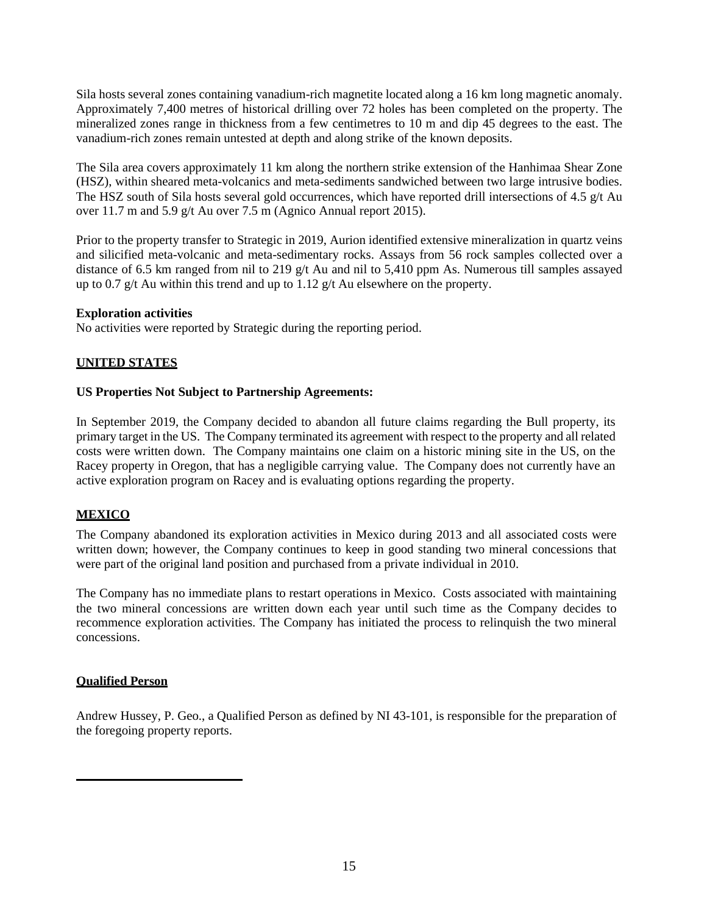Sila hosts several zones containing vanadium-rich magnetite located along a 16 km long magnetic anomaly. Approximately 7,400 metres of historical drilling over 72 holes has been completed on the property. The mineralized zones range in thickness from a few centimetres to 10 m and dip 45 degrees to the east. The vanadium-rich zones remain untested at depth and along strike of the known deposits.

The Sila area covers approximately 11 km along the northern strike extension of the Hanhimaa Shear Zone (HSZ), within sheared meta-volcanics and meta-sediments sandwiched between two large intrusive bodies. The HSZ south of Sila hosts several gold occurrences, which have reported drill intersections of 4.5 g/t Au over 11.7 m and 5.9 g/t Au over 7.5 m (Agnico Annual report 2015).

Prior to the property transfer to Strategic in 2019, Aurion identified extensive mineralization in quartz veins and silicified meta-volcanic and meta-sedimentary rocks. Assays from 56 rock samples collected over a distance of 6.5 km ranged from nil to 219 g/t Au and nil to 5,410 ppm As. Numerous till samples assayed up to 0.7 g/t Au within this trend and up to 1.12 g/t Au elsewhere on the property.

**Exploration activities**

No activities were reported by Strategic during the reporting period.

## UNITED STATES

**US Properties Not Subject to Partnership Agreements:**

In September 2019, the Company decided to abandon all future claims regarding the Bull property, its primary target in the US. The Company terminated its agreement with respect to the property and all related costs were written down. The Company maintains one claim on a historic mining site in the US, on the Racey property in Oregon, that has a negligible carrying value. The Company does not currently have an active exploration program on Racey and is evaluating options regarding the property.

## MEXICO

The Company abandoned its exploration activities in Mexico during 2013 and all associated costs were written down; however, the Company continues to keep in good standing two mineral concessions that were part of the original land position and purchased from a private individual in 2010.

The Company has no immediate plans to restart operations in Mexico. Costs associated with maintaining the two mineral concessions are written down each year until such time as the Company decides to recommence exploration activities. The Company has initiated the process to relinquish the two mineral concessions.

## Qualified Person

Andrew Hussey, P. Geo., a Qualified Person as defined by NI 43-101, is responsible for the preparation of the foregoing property reports.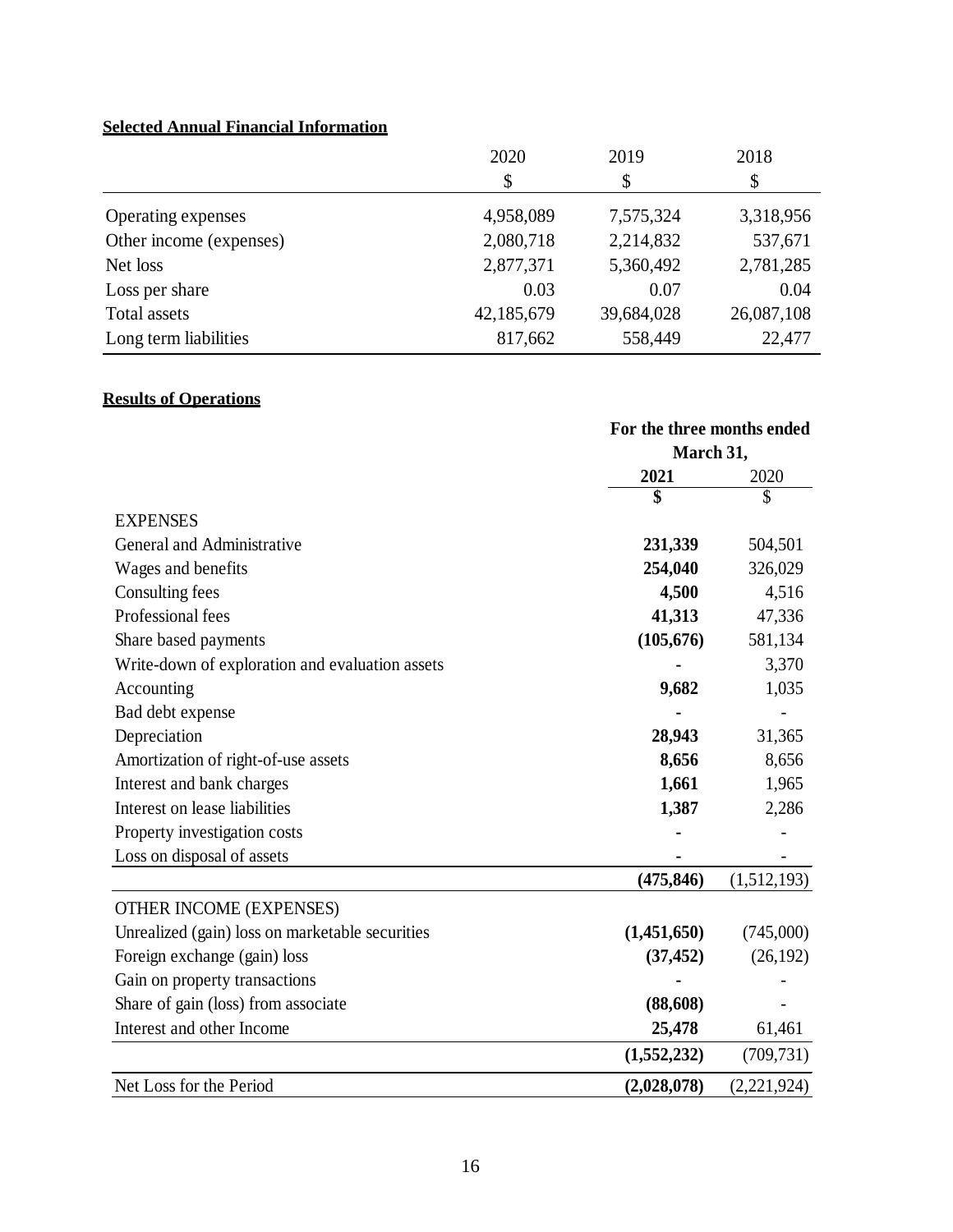## Selected Annual Financial Information

| | 2020 | 2019 | 2018 |
|---|---|---|---|
| | $ | $ | $ |
| Operating expenses | 4,958,089 | 7,575,324 | 3,318,956 |
| Other income (expenses) | 2,080,718 | 2,214,832 | 537,671 |
| Net loss | 2,877,371 | 5,360,492 | 2,781,285 |
| Loss per share | 0.03 | 0.07 | 0.04 |
| Total assets | 42,185,679 | 39,684,028 | 26,087,108 |
| Long term liabilities | 817,662 | 558,449 | 22,477 |

## Results of Operations

| | **For the three months ended March 31,** | |
|---|---|---|
| | **2021** | 2020 |
| | **$** | $ |
| EXPENSES | | |
| General and Administrative | **231,339** | 504,501 |
| Wages and benefits | **254,040** | 326,029 |
| Consulting fees | **4,500** | 4,516 |
| Professional fees | **41,313** | 47,336 |
| Share based payments | **(105,676)** | 581,134 |
| Write-down of exploration and evaluation assets | **-** | 3,370 |
| Accounting | **9,682** | 1,035 |
| Bad debt expense | **-** | - |
| Depreciation | **28,943** | 31,365 |
| Amortization of right-of-use assets | **8,656** | 8,656 |
| Interest and bank charges | **1,661** | 1,965 |
| Interest on lease liabilities | **1,387** | 2,286 |
| Property investigation costs | **-** | - |
| Loss on disposal of assets | **-** | - |
| | **(475,846)** | (1,512,193) |
| OTHER INCOME (EXPENSES) | | |
| Unrealized (gain) loss on marketable securities | **(1,451,650)** | (745,000) |
| Foreign exchange (gain) loss | **(37,452)** | (26,192) |
| Gain on property transactions | **-** | - |
| Share of gain (loss) from associate | **(88,608)** | - |
| Interest and other Income | **25,478** | 61,461 |
| | **(1,552,232)** | (709,731) |
| Net Loss for the Period | **(2,028,078)** | (2,221,924) |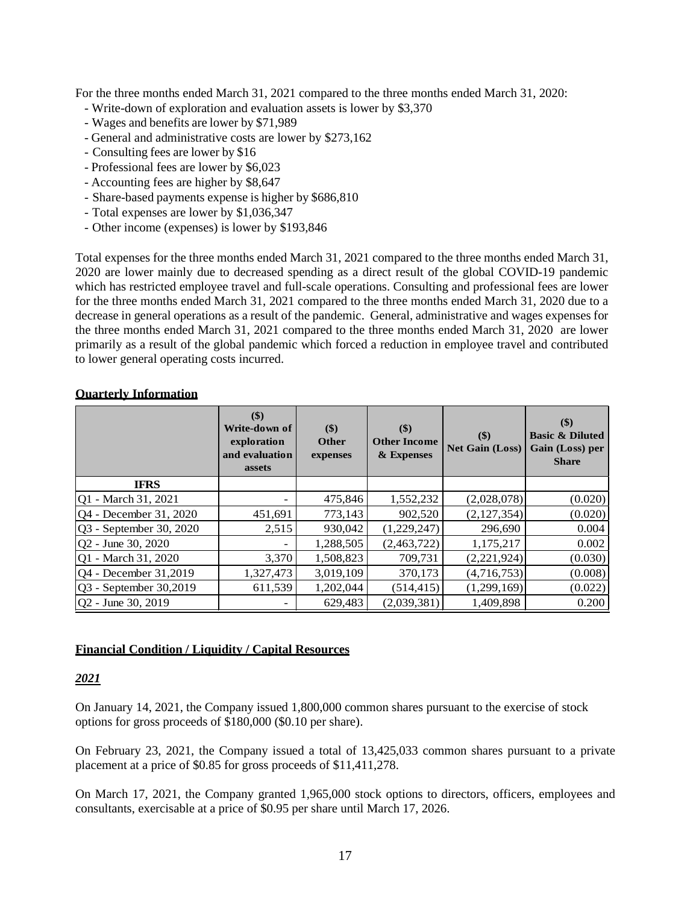For the three months ended March 31, 2021 compared to the three months ended March 31, 2020:

- Write-down of exploration and evaluation assets is lower by $3,370
- Wages and benefits are lower by $71,989
- General and administrative costs are lower by $273,162
- Consulting fees are lower by $16
- Professional fees are lower by $6,023
- Accounting fees are higher by $8,647
- Share-based payments expense is higher by $686,810
- Total expenses are lower by $1,036,347
- Other income (expenses) is lower by $193,846

Total expenses for the three months ended March 31, 2021 compared to the three months ended March 31, 2020 are lower mainly due to decreased spending as a direct result of the global COVID-19 pandemic which has restricted employee travel and full-scale operations. Consulting and professional fees are lower for the three months ended March 31, 2021 compared to the three months ended March 31, 2020 due to a decrease in general operations as a result of the pandemic. General, administrative and wages expenses for the three months ended March 31, 2021 compared to the three months ended March 31, 2020 are lower primarily as a result of the global pandemic which forced a reduction in employee travel and contributed to lower general operating costs incurred.

**Quarterly Information**

| | ($) Write-down of exploration and evaluation assets | ($) Other expenses | ($) Other Income & Expenses | ($) Net Gain (Loss) | ($) Basic & Diluted Gain (Loss) per Share |
|---|---|---|---|---|---|
| **IFRS** | | | | | |
| Q1 - March 31, 2021 | - | 475,846 | 1,552,232 | (2,028,078) | (0.020) |
| Q4 - December 31, 2020 | 451,691 | 773,143 | 902,520 | (2,127,354) | (0.020) |
| Q3 - September 30, 2020 | 2,515 | 930,042 | (1,229,247) | 296,690 | 0.004 |
| Q2 - June 30, 2020 | - | 1,288,505 | (2,463,722) | 1,175,217 | 0.002 |
| Q1 - March 31, 2020 | 3,370 | 1,508,823 | 709,731 | (2,221,924) | (0.030) |
| Q4 - December 31,2019 | 1,327,473 | 3,019,109 | 370,173 | (4,716,753) | (0.008) |
| Q3 - September 30,2019 | 611,539 | 1,202,044 | (514,415) | (1,299,169) | (0.022) |
| Q2 - June 30, 2019 | - | 629,483 | (2,039,381) | 1,409,898 | 0.200 |

**Financial Condition / Liquidity / Capital Resources**

***2021***

On January 14, 2021, the Company issued 1,800,000 common shares pursuant to the exercise of stock options for gross proceeds of $180,000 ($0.10 per share).

On February 23, 2021, the Company issued a total of 13,425,033 common shares pursuant to a private placement at a price of $0.85 for gross proceeds of $11,411,278.

On March 17, 2021, the Company granted 1,965,000 stock options to directors, officers, employees and consultants, exercisable at a price of $0.95 per share until March 17, 2026.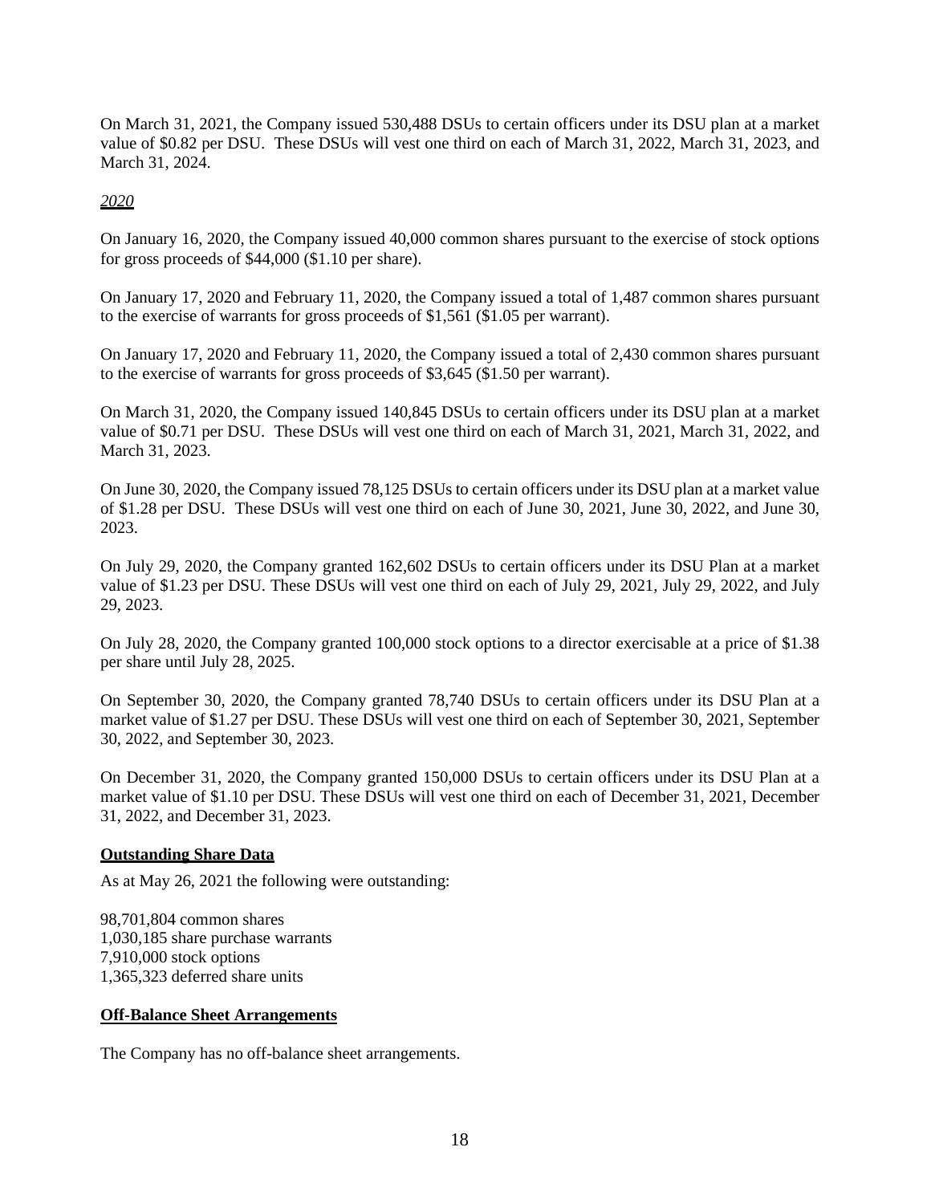On March 31, 2021, the Company issued 530,488 DSUs to certain officers under its DSU plan at a market value of $0.82 per DSU. These DSUs will vest one third on each of March 31, 2022, March 31, 2023, and March 31, 2024.

*2020*

On January 16, 2020, the Company issued 40,000 common shares pursuant to the exercise of stock options for gross proceeds of $44,000 ($1.10 per share).

On January 17, 2020 and February 11, 2020, the Company issued a total of 1,487 common shares pursuant to the exercise of warrants for gross proceeds of $1,561 ($1.05 per warrant).

On January 17, 2020 and February 11, 2020, the Company issued a total of 2,430 common shares pursuant to the exercise of warrants for gross proceeds of $3,645 ($1.50 per warrant).

On March 31, 2020, the Company issued 140,845 DSUs to certain officers under its DSU plan at a market value of $0.71 per DSU. These DSUs will vest one third on each of March 31, 2021, March 31, 2022, and March 31, 2023.

On June 30, 2020, the Company issued 78,125 DSUs to certain officers under its DSU plan at a market value of $1.28 per DSU. These DSUs will vest one third on each of June 30, 2021, June 30, 2022, and June 30, 2023.

On July 29, 2020, the Company granted 162,602 DSUs to certain officers under its DSU Plan at a market value of $1.23 per DSU. These DSUs will vest one third on each of July 29, 2021, July 29, 2022, and July 29, 2023.

On July 28, 2020, the Company granted 100,000 stock options to a director exercisable at a price of $1.38 per share until July 28, 2025.

On September 30, 2020, the Company granted 78,740 DSUs to certain officers under its DSU Plan at a market value of $1.27 per DSU. These DSUs will vest one third on each of September 30, 2021, September 30, 2022, and September 30, 2023.

On December 31, 2020, the Company granted 150,000 DSUs to certain officers under its DSU Plan at a market value of $1.10 per DSU. These DSUs will vest one third on each of December 31, 2021, December 31, 2022, and December 31, 2023.

**Outstanding Share Data**

As at May 26, 2021 the following were outstanding:

98,701,804 common shares
1,030,185 share purchase warrants
7,910,000 stock options
1,365,323 deferred share units

**Off-Balance Sheet Arrangements**

The Company has no off-balance sheet arrangements.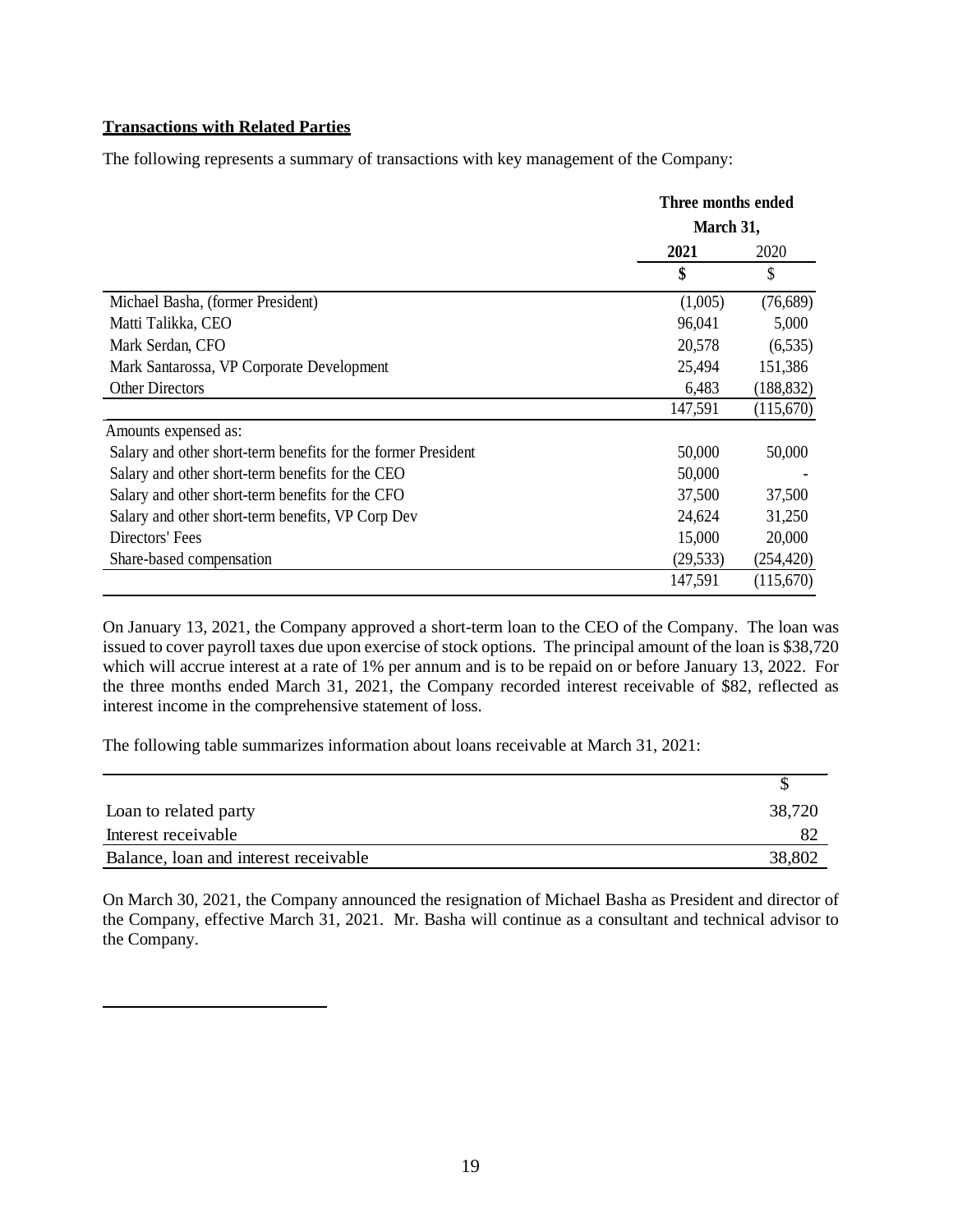**Transactions with Related Parties**

The following represents a summary of transactions with key management of the Company:

| | Three months ended March 31, | |
|---|---|---|
| | **2021** | 2020 |
| | **$** | $ |
| Michael Basha, (former President) | (1,005) | (76,689) |
| Matti Talikka, CEO | 96,041 | 5,000 |
| Mark Serdan, CFO | 20,578 | (6,535) |
| Mark Santarossa, VP Corporate Development | 25,494 | 151,386 |
| Other Directors | 6,483 | (188,832) |
| | 147,591 | (115,670) |
| Amounts expensed as: | | |
| Salary and other short-term benefits for the former President | 50,000 | 50,000 |
| Salary and other short-term benefits for the CEO | 50,000 | - |
| Salary and other short-term benefits for the CFO | 37,500 | 37,500 |
| Salary and other short-term benefits, VP Corp Dev | 24,624 | 31,250 |
| Directors' Fees | 15,000 | 20,000 |
| Share-based compensation | (29,533) | (254,420) |
| | 147,591 | (115,670) |

On January 13, 2021, the Company approved a short-term loan to the CEO of the Company. The loan was issued to cover payroll taxes due upon exercise of stock options. The principal amount of the loan is $38,720 which will accrue interest at a rate of 1% per annum and is to be repaid on or before January 13, 2022. For the three months ended March 31, 2021, the Company recorded interest receivable of $82, reflected as interest income in the comprehensive statement of loss.

The following table summarizes information about loans receivable at March 31, 2021:

| | $ |
|---|---|
| Loan to related party | 38,720 |
| Interest receivable | 82 |
| Balance, loan and interest receivable | 38,802 |

On March 30, 2021, the Company announced the resignation of Michael Basha as President and director of the Company, effective March 31, 2021. Mr. Basha will continue as a consultant and technical advisor to the Company.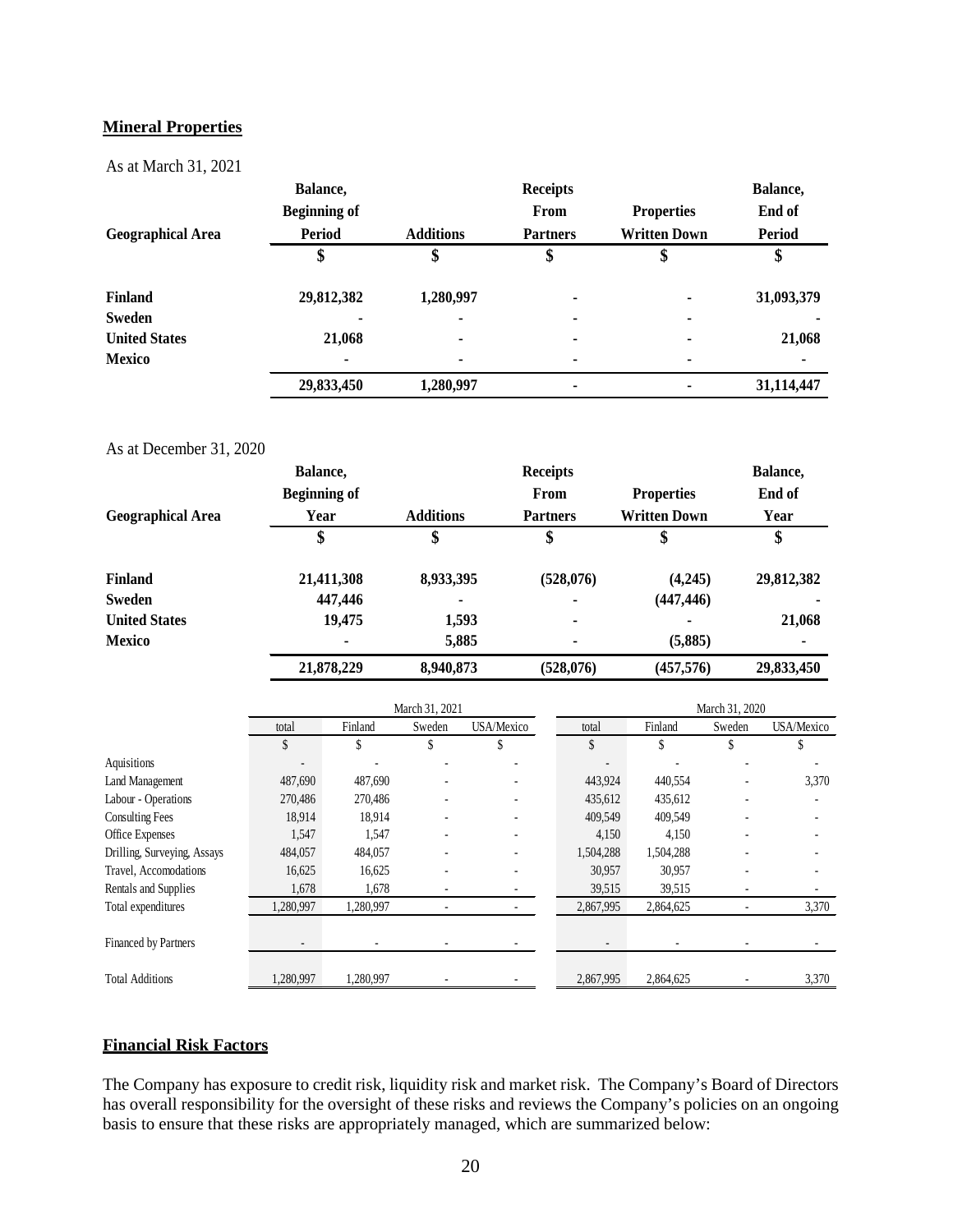## Mineral Properties

As at March 31, 2021

| Geographical Area | Balance, Beginning of Period | Additions | Receipts From Partners | Properties Written Down | Balance, End of Period |
|---|---|---|---|---|---|
| | $ | $ | $ | $ | $ |
| **Finland** | **29,812,382** | **1,280,997** | **-** | **-** | **31,093,379** |
| **Sweden** | **-** | **-** | **-** | **-** | **-** |
| **United States** | **21,068** | **-** | **-** | **-** | **21,068** |
| **Mexico** | **-** | **-** | **-** | **-** | **-** |
| | **29,833,450** | **1,280,997** | **-** | **-** | **31,114,447** |

As at December 31, 2020

| Geographical Area | Balance, Beginning of Year | Additions | Receipts From Partners | Properties Written Down | Balance, End of Year |
|---|---|---|---|---|---|
| | $ | $ | $ | $ | $ |
| **Finland** | **21,411,308** | **8,933,395** | **(528,076)** | **(4,245)** | **29,812,382** |
| **Sweden** | **447,446** | **-** | **-** | **(447,446)** | **-** |
| **United States** | **19,475** | **1,593** | **-** | **-** | **21,068** |
| **Mexico** | **-** | **5,885** | **-** | **(5,885)** | **-** |
| | **21,878,229** | **8,940,873** | **(528,076)** | **(457,576)** | **29,833,450** |

| | March 31, 2021 | | | | March 31, 2020 | | | |
|---|---|---|---|---|---|---|---|---|
| | total | Finland | Sweden | USA/Mexico | total | Finland | Sweden | USA/Mexico |
| | $ | $ | $ | $ | $ | $ | $ | $ |
| Aquisitions | - | - | - | - | - | - | - | - |
| Land Management | 487,690 | 487,690 | - | - | 443,924 | 440,554 | - | 3,370 |
| Labour - Operations | 270,486 | 270,486 | - | - | 435,612 | 435,612 | - | - |
| Consulting Fees | 18,914 | 18,914 | - | - | 409,549 | 409,549 | - | - |
| Office Expenses | 1,547 | 1,547 | - | - | 4,150 | 4,150 | - | - |
| Drilling, Surveying, Assays | 484,057 | 484,057 | - | - | 1,504,288 | 1,504,288 | - | - |
| Travel, Accomodations | 16,625 | 16,625 | - | - | 30,957 | 30,957 | - | - |
| Rentals and Supplies | 1,678 | 1,678 | - | - | 39,515 | 39,515 | - | - |
| Total expenditures | 1,280,997 | 1,280,997 | - | - | 2,867,995 | 2,864,625 | - | 3,370 |
| Financed by Partners | - | - | - | - | - | - | - | - |
| Total Additions | 1,280,997 | 1,280,997 | - | - | 2,867,995 | 2,864,625 | - | 3,370 |

## Financial Risk Factors

The Company has exposure to credit risk, liquidity risk and market risk. The Company's Board of Directors has overall responsibility for the oversight of these risks and reviews the Company's policies on an ongoing basis to ensure that these risks are appropriately managed, which are summarized below: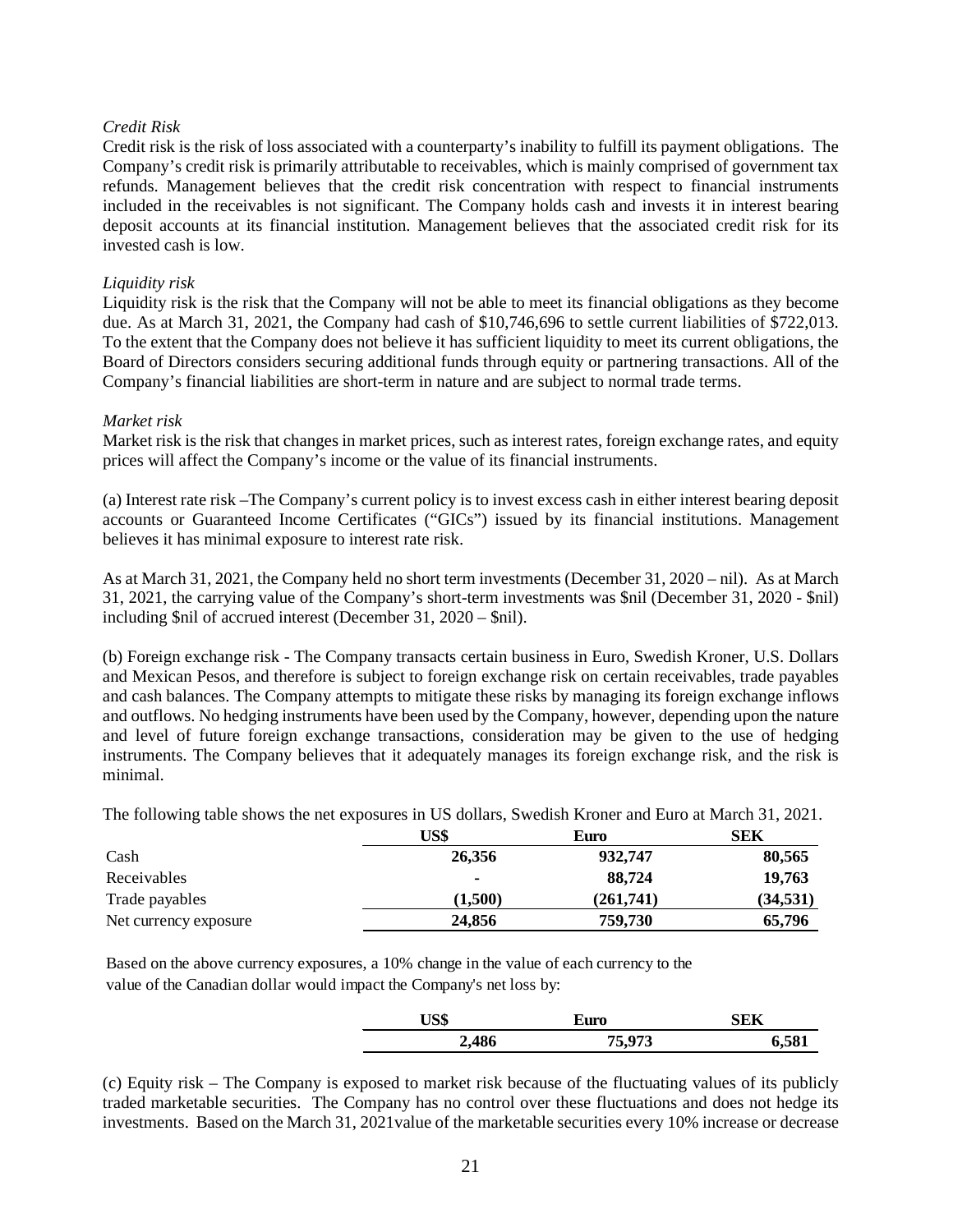*Credit Risk*
Credit risk is the risk of loss associated with a counterparty's inability to fulfill its payment obligations. The Company's credit risk is primarily attributable to receivables, which is mainly comprised of government tax refunds. Management believes that the credit risk concentration with respect to financial instruments included in the receivables is not significant. The Company holds cash and invests it in interest bearing deposit accounts at its financial institution. Management believes that the associated credit risk for its invested cash is low.

*Liquidity risk*
Liquidity risk is the risk that the Company will not be able to meet its financial obligations as they become due. As at March 31, 2021, the Company had cash of $10,746,696 to settle current liabilities of $722,013. To the extent that the Company does not believe it has sufficient liquidity to meet its current obligations, the Board of Directors considers securing additional funds through equity or partnering transactions. All of the Company's financial liabilities are short-term in nature and are subject to normal trade terms.

*Market risk*
Market risk is the risk that changes in market prices, such as interest rates, foreign exchange rates, and equity prices will affect the Company's income or the value of its financial instruments.

(a) Interest rate risk –The Company's current policy is to invest excess cash in either interest bearing deposit accounts or Guaranteed Income Certificates ("GICs") issued by its financial institutions. Management believes it has minimal exposure to interest rate risk.

As at March 31, 2021, the Company held no short term investments (December 31, 2020 – nil). As at March 31, 2021, the carrying value of the Company's short-term investments was $nil (December 31, 2020 - $nil) including $nil of accrued interest (December 31, 2020 – $nil).

(b) Foreign exchange risk - The Company transacts certain business in Euro, Swedish Kroner, U.S. Dollars and Mexican Pesos, and therefore is subject to foreign exchange risk on certain receivables, trade payables and cash balances. The Company attempts to mitigate these risks by managing its foreign exchange inflows and outflows. No hedging instruments have been used by the Company, however, depending upon the nature and level of future foreign exchange transactions, consideration may be given to the use of hedging instruments. The Company believes that it adequately manages its foreign exchange risk, and the risk is minimal.

The following table shows the net exposures in US dollars, Swedish Kroner and Euro at March 31, 2021.

| | US$ | Euro | SEK |
|---|---|---|---|
| Cash | **26,356** | **932,747** | **80,565** |
| Receivables | **-** | **88,724** | **19,763** |
| Trade payables | **(1,500)** | **(261,741)** | **(34,531)** |
| Net currency exposure | **24,856** | **759,730** | **65,796** |

Based on the above currency exposures, a 10% change in the value of each currency to the value of the Canadian dollar would impact the Company's net loss by:

| US$ | Euro | SEK |
|---|---|---|
| **2,486** | **75,973** | **6,581** |

(c) Equity risk – The Company is exposed to market risk because of the fluctuating values of its publicly traded marketable securities. The Company has no control over these fluctuations and does not hedge its investments. Based on the March 31, 2021value of the marketable securities every 10% increase or decrease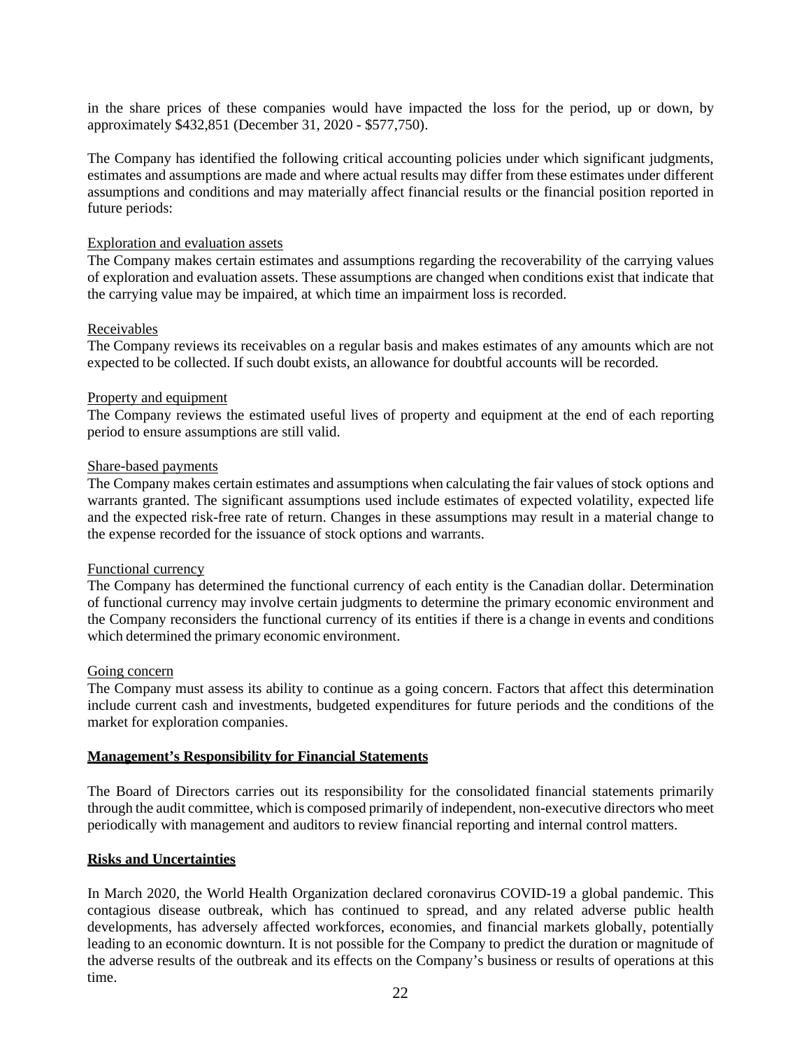in the share prices of these companies would have impacted the loss for the period, up or down, by approximately $432,851 (December 31, 2020 - $577,750).

The Company has identified the following critical accounting policies under which significant judgments, estimates and assumptions are made and where actual results may differ from these estimates under different assumptions and conditions and may materially affect financial results or the financial position reported in future periods:

Exploration and evaluation assets
The Company makes certain estimates and assumptions regarding the recoverability of the carrying values of exploration and evaluation assets. These assumptions are changed when conditions exist that indicate that the carrying value may be impaired, at which time an impairment loss is recorded.

Receivables
The Company reviews its receivables on a regular basis and makes estimates of any amounts which are not expected to be collected. If such doubt exists, an allowance for doubtful accounts will be recorded.

Property and equipment
The Company reviews the estimated useful lives of property and equipment at the end of each reporting period to ensure assumptions are still valid.

Share-based payments
The Company makes certain estimates and assumptions when calculating the fair values of stock options and warrants granted. The significant assumptions used include estimates of expected volatility, expected life and the expected risk-free rate of return. Changes in these assumptions may result in a material change to the expense recorded for the issuance of stock options and warrants.

Functional currency
The Company has determined the functional currency of each entity is the Canadian dollar. Determination of functional currency may involve certain judgments to determine the primary economic environment and the Company reconsiders the functional currency of its entities if there is a change in events and conditions which determined the primary economic environment.

Going concern
The Company must assess its ability to continue as a going concern. Factors that affect this determination include current cash and investments, budgeted expenditures for future periods and the conditions of the market for exploration companies.

## Management's Responsibility for Financial Statements

The Board of Directors carries out its responsibility for the consolidated financial statements primarily through the audit committee, which is composed primarily of independent, non-executive directors who meet periodically with management and auditors to review financial reporting and internal control matters.

## Risks and Uncertainties

In March 2020, the World Health Organization declared coronavirus COVID-19 a global pandemic. This contagious disease outbreak, which has continued to spread, and any related adverse public health developments, has adversely affected workforces, economies, and financial markets globally, potentially leading to an economic downturn. It is not possible for the Company to predict the duration or magnitude of the adverse results of the outbreak and its effects on the Company's business or results of operations at this time.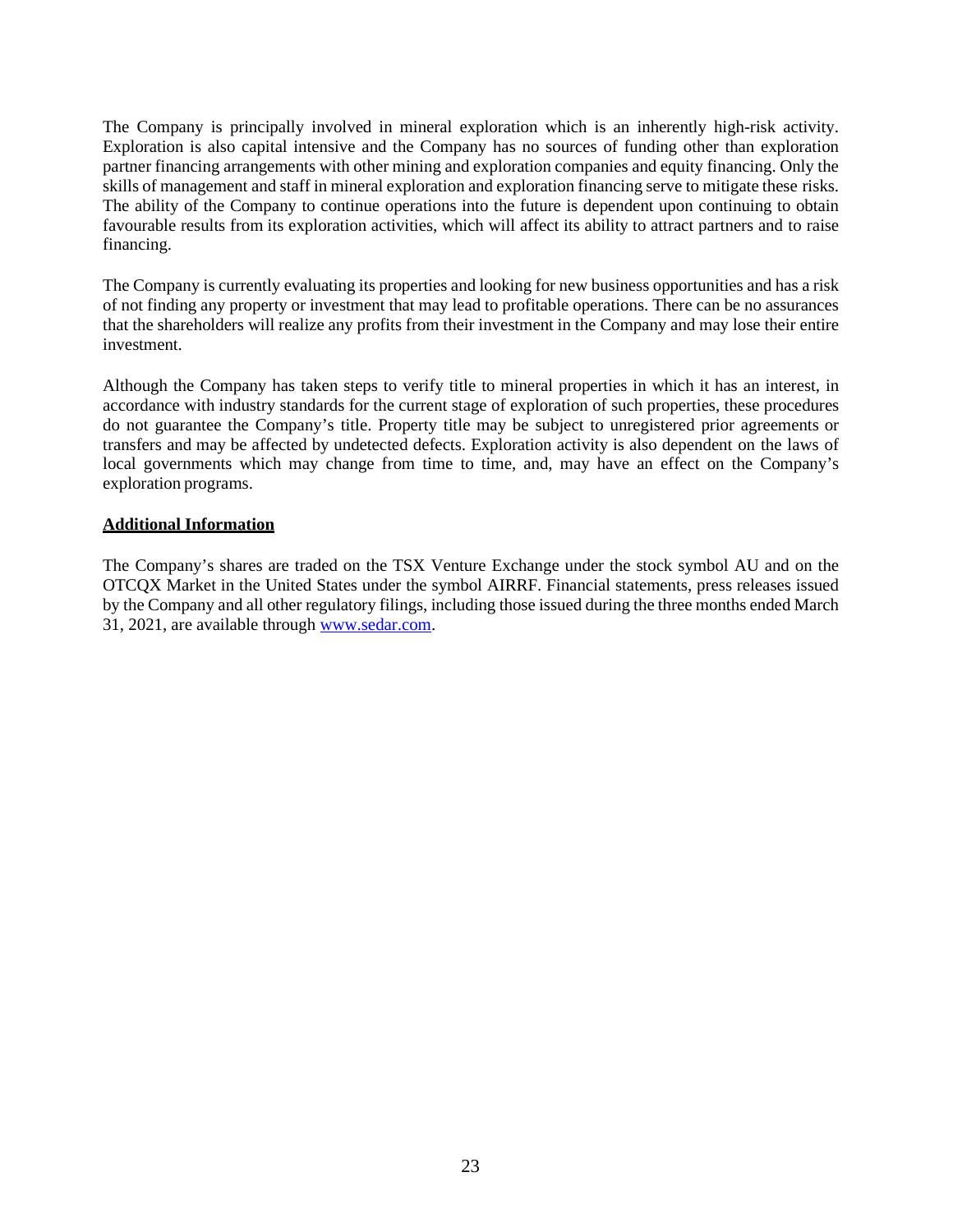The Company is principally involved in mineral exploration which is an inherently high-risk activity. Exploration is also capital intensive and the Company has no sources of funding other than exploration partner financing arrangements with other mining and exploration companies and equity financing. Only the skills of management and staff in mineral exploration and exploration financing serve to mitigate these risks. The ability of the Company to continue operations into the future is dependent upon continuing to obtain favourable results from its exploration activities, which will affect its ability to attract partners and to raise financing.

The Company is currently evaluating its properties and looking for new business opportunities and has a risk of not finding any property or investment that may lead to profitable operations. There can be no assurances that the shareholders will realize any profits from their investment in the Company and may lose their entire investment.

Although the Company has taken steps to verify title to mineral properties in which it has an interest, in accordance with industry standards for the current stage of exploration of such properties, these procedures do not guarantee the Company's title. Property title may be subject to unregistered prior agreements or transfers and may be affected by undetected defects. Exploration activity is also dependent on the laws of local governments which may change from time to time, and, may have an effect on the Company's exploration programs.

## Additional Information

The Company's shares are traded on the TSX Venture Exchange under the stock symbol AU and on the OTCQX Market in the United States under the symbol AIRRF. Financial statements, press releases issued by the Company and all other regulatory filings, including those issued during the three months ended March 31, 2021, are available through www.sedar.com.